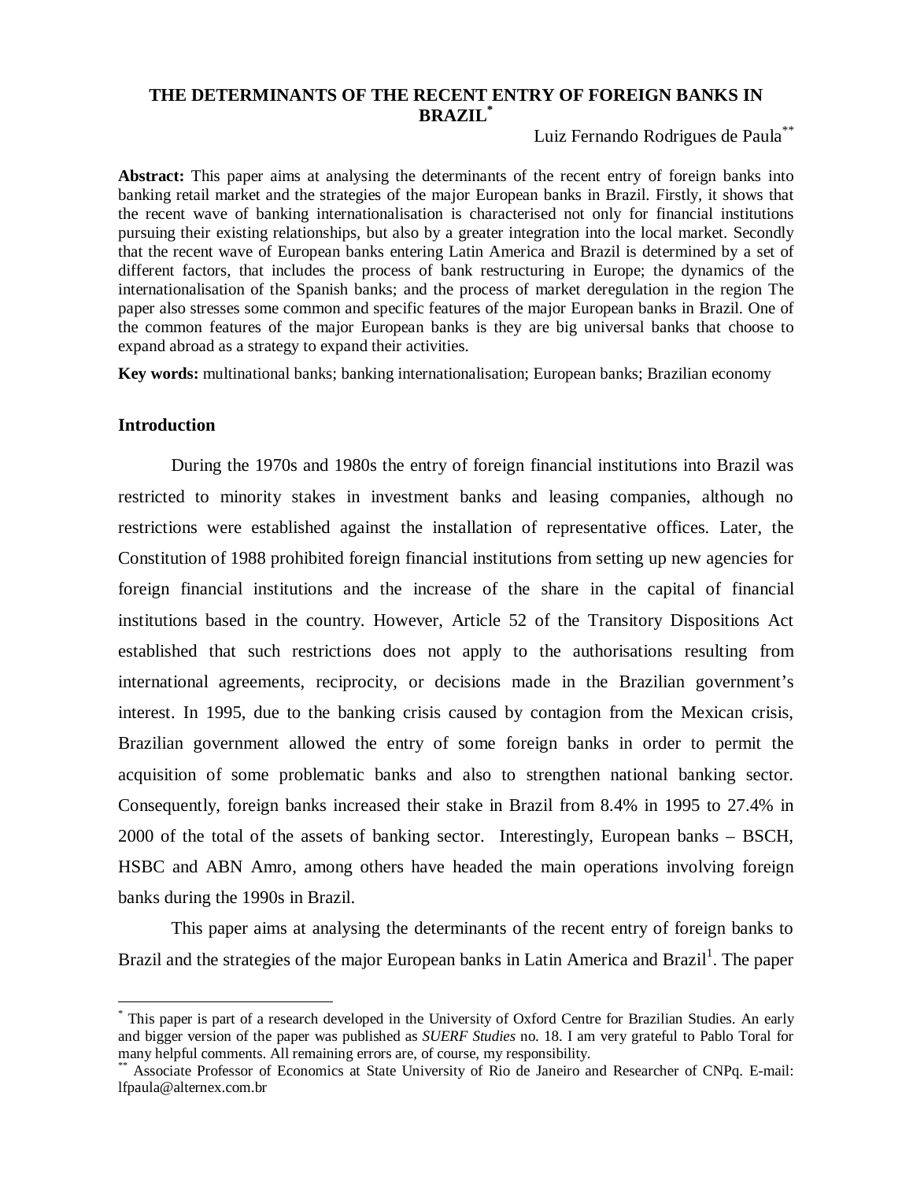# THE DETERMINANTS OF THE RECENT ENTRY OF FOREIGN BANKS IN BRAZIL[*]

Luiz Fernando Rodrigues de Paula[**]

**Abstract:** This paper aims at analysing the determinants of the recent entry of foreign banks into banking retail market and the strategies of the major European banks in Brazil. Firstly, it shows that the recent wave of banking internationalisation is characterised not only for financial institutions pursuing their existing relationships, but also by a greater integration into the local market. Secondly that the recent wave of European banks entering Latin America and Brazil is determined by a set of different factors, that includes the process of bank restructuring in Europe; the dynamics of the internationalisation of the Spanish banks; and the process of market deregulation in the region The paper also stresses some common and specific features of the major European banks in Brazil. One of the common features of the major European banks is they are big universal banks that choose to expand abroad as a strategy to expand their activities.

**Key words:** multinational banks; banking internationalisation; European banks; Brazilian economy

## Introduction

During the 1970s and 1980s the entry of foreign financial institutions into Brazil was restricted to minority stakes in investment banks and leasing companies, although no restrictions were established against the installation of representative offices. Later, the Constitution of 1988 prohibited foreign financial institutions from setting up new agencies for foreign financial institutions and the increase of the share in the capital of financial institutions based in the country. However, Article 52 of the Transitory Dispositions Act established that such restrictions does not apply to the authorisations resulting from international agreements, reciprocity, or decisions made in the Brazilian government's interest. In 1995, due to the banking crisis caused by contagion from the Mexican crisis, Brazilian government allowed the entry of some foreign banks in order to permit the acquisition of some problematic banks and also to strengthen national banking sector. Consequently, foreign banks increased their stake in Brazil from 8.4% in 1995 to 27.4% in 2000 of the total of the assets of banking sector. Interestingly, European banks – BSCH, HSBC and ABN Amro, among others have headed the main operations involving foreign banks during the 1990s in Brazil.

This paper aims at analysing the determinants of the recent entry of foreign banks to Brazil and the strategies of the major European banks in Latin America and Brazil[1]. The paper

---

[*] This paper is part of a research developed in the University of Oxford Centre for Brazilian Studies. An early and bigger version of the paper was published as *SUERF Studies* no. 18. I am very grateful to Pablo Toral for many helpful comments. All remaining errors are, of course, my responsibility.

[**] Associate Professor of Economics at State University of Rio de Janeiro and Researcher of CNPq. E-mail: lfpaula@alternex.com.br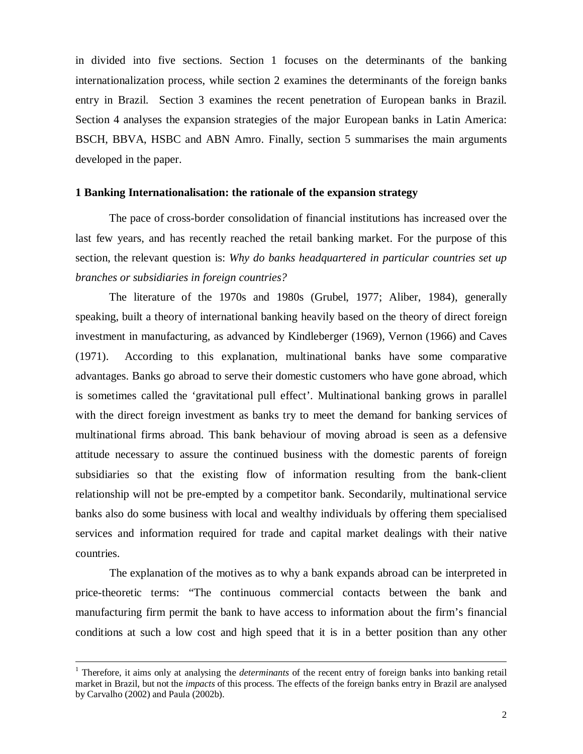in divided into five sections. Section 1 focuses on the determinants of the banking internationalization process, while section 2 examines the determinants of the foreign banks entry in Brazil. Section 3 examines the recent penetration of European banks in Brazil. Section 4 analyses the expansion strategies of the major European banks in Latin America: BSCH, BBVA, HSBC and ABN Amro. Finally, section 5 summarises the main arguments developed in the paper.

## 1 Banking Internationalisation: the rationale of the expansion strategy

The pace of cross-border consolidation of financial institutions has increased over the last few years, and has recently reached the retail banking market. For the purpose of this section, the relevant question is: *Why do banks headquartered in particular countries set up branches or subsidiaries in foreign countries?*

The literature of the 1970s and 1980s (Grubel, 1977; Aliber, 1984), generally speaking, built a theory of international banking heavily based on the theory of direct foreign investment in manufacturing, as advanced by Kindleberger (1969), Vernon (1966) and Caves (1971). According to this explanation, multinational banks have some comparative advantages. Banks go abroad to serve their domestic customers who have gone abroad, which is sometimes called the 'gravitational pull effect'. Multinational banking grows in parallel with the direct foreign investment as banks try to meet the demand for banking services of multinational firms abroad. This bank behaviour of moving abroad is seen as a defensive attitude necessary to assure the continued business with the domestic parents of foreign subsidiaries so that the existing flow of information resulting from the bank-client relationship will not be pre-empted by a competitor bank. Secondarily, multinational service banks also do some business with local and wealthy individuals by offering them specialised services and information required for trade and capital market dealings with their native countries.

The explanation of the motives as to why a bank expands abroad can be interpreted in price-theoretic terms: "The continuous commercial contacts between the bank and manufacturing firm permit the bank to have access to information about the firm's financial conditions at such a low cost and high speed that it is in a better position than any other

---

[1] Therefore, it aims only at analysing the *determinants* of the recent entry of foreign banks into banking retail market in Brazil, but not the *impacts* of this process. The effects of the foreign banks entry in Brazil are analysed by Carvalho (2002) and Paula (2002b).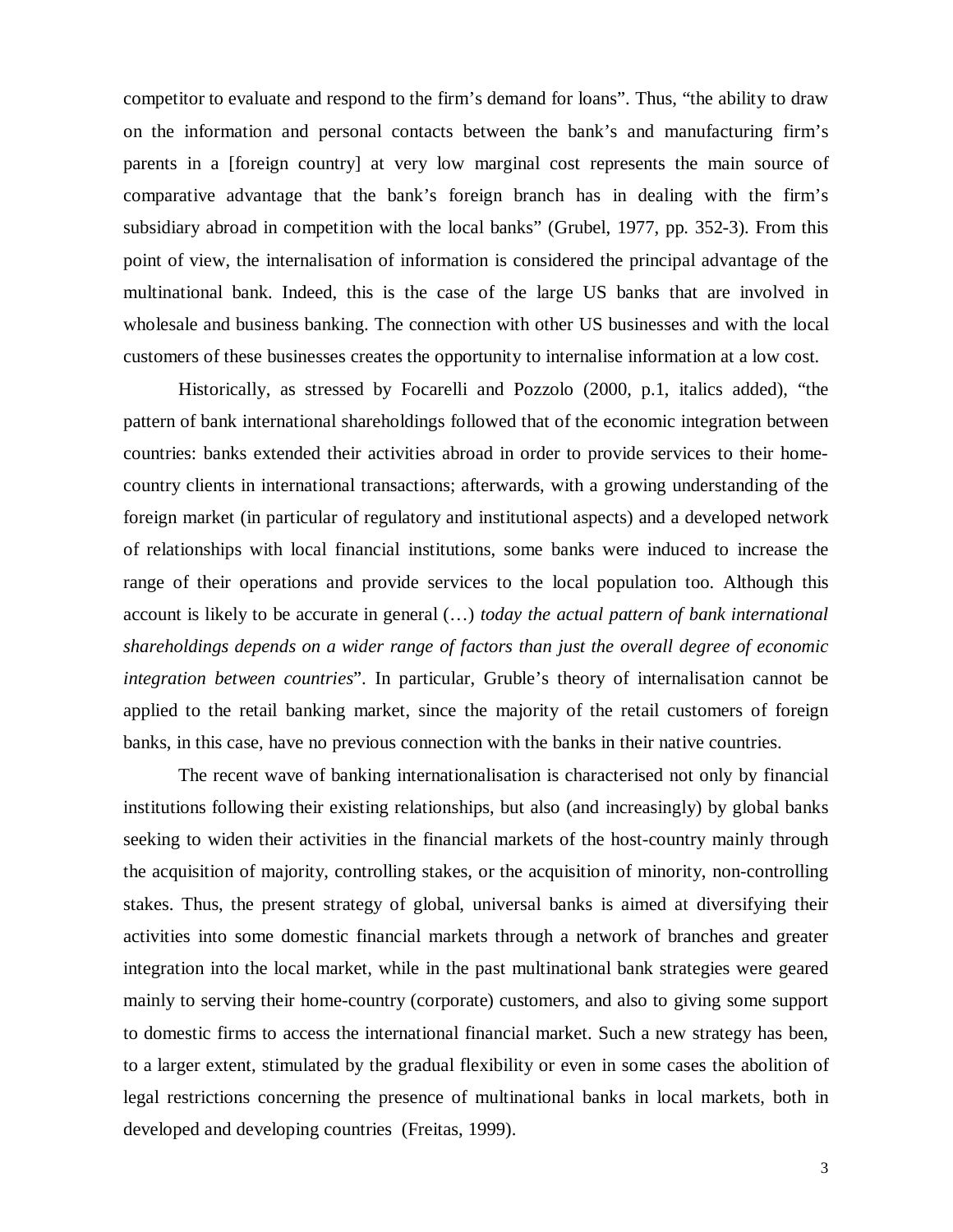competitor to evaluate and respond to the firm's demand for loans". Thus, "the ability to draw on the information and personal contacts between the bank's and manufacturing firm's parents in a [foreign country] at very low marginal cost represents the main source of comparative advantage that the bank's foreign branch has in dealing with the firm's subsidiary abroad in competition with the local banks" (Grubel, 1977, pp. 352-3). From this point of view, the internalisation of information is considered the principal advantage of the multinational bank. Indeed, this is the case of the large US banks that are involved in wholesale and business banking. The connection with other US businesses and with the local customers of these businesses creates the opportunity to internalise information at a low cost.

Historically, as stressed by Focarelli and Pozzolo (2000, p.1, italics added), "the pattern of bank international shareholdings followed that of the economic integration between countries: banks extended their activities abroad in order to provide services to their home-country clients in international transactions; afterwards, with a growing understanding of the foreign market (in particular of regulatory and institutional aspects) and a developed network of relationships with local financial institutions, some banks were induced to increase the range of their operations and provide services to the local population too. Although this account is likely to be accurate in general (…) *today the actual pattern of bank international shareholdings depends on a wider range of factors than just the overall degree of economic integration between countries*". In particular, Gruble's theory of internalisation cannot be applied to the retail banking market, since the majority of the retail customers of foreign banks, in this case, have no previous connection with the banks in their native countries.

The recent wave of banking internationalisation is characterised not only by financial institutions following their existing relationships, but also (and increasingly) by global banks seeking to widen their activities in the financial markets of the host-country mainly through the acquisition of majority, controlling stakes, or the acquisition of minority, non-controlling stakes. Thus, the present strategy of global, universal banks is aimed at diversifying their activities into some domestic financial markets through a network of branches and greater integration into the local market, while in the past multinational bank strategies were geared mainly to serving their home-country (corporate) customers, and also to giving some support to domestic firms to access the international financial market. Such a new strategy has been, to a larger extent, stimulated by the gradual flexibility or even in some cases the abolition of legal restrictions concerning the presence of multinational banks in local markets, both in developed and developing countries (Freitas, 1999).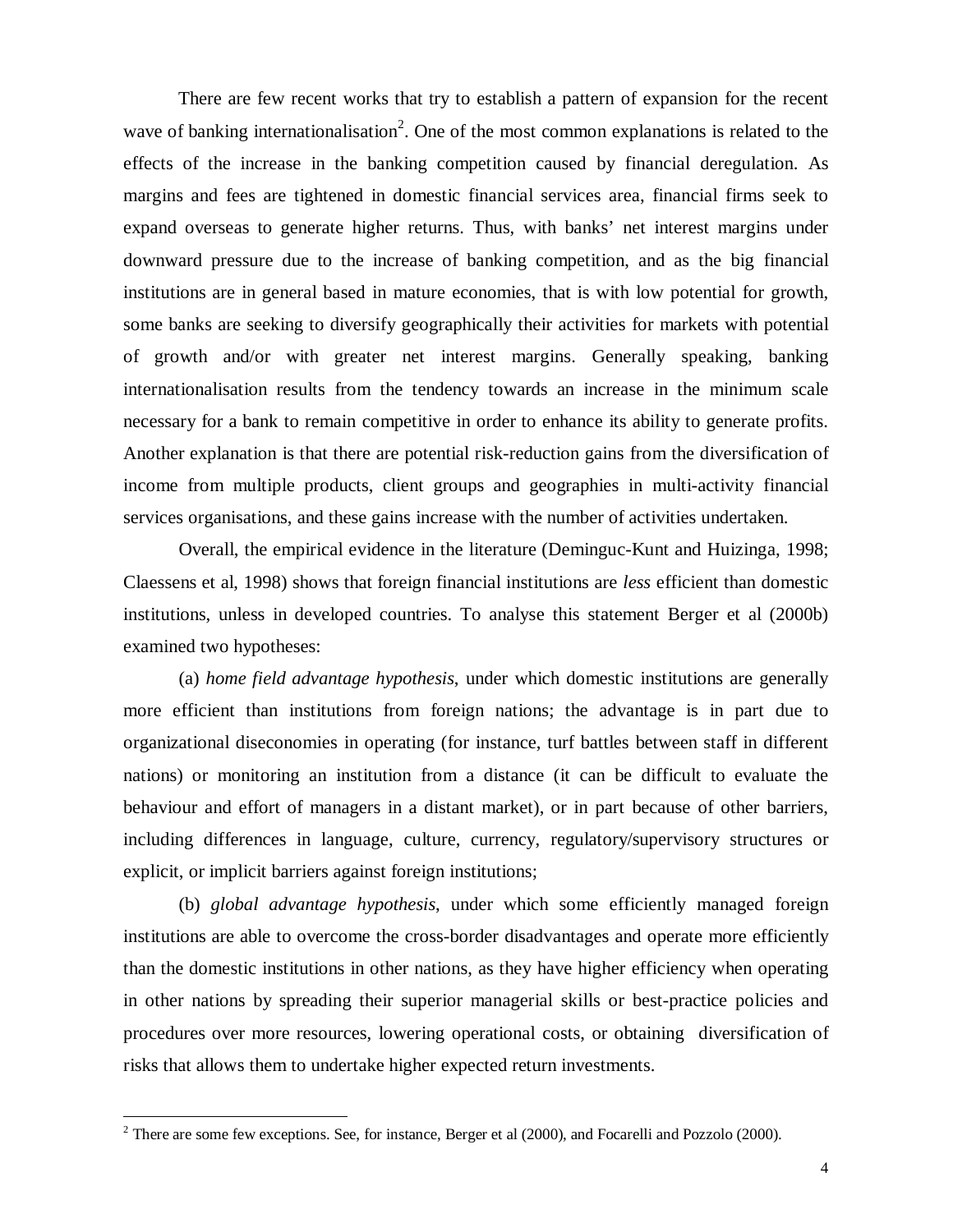There are few recent works that try to establish a pattern of expansion for the recent wave of banking internationalisation[2]. One of the most common explanations is related to the effects of the increase in the banking competition caused by financial deregulation. As margins and fees are tightened in domestic financial services area, financial firms seek to expand overseas to generate higher returns. Thus, with banks' net interest margins under downward pressure due to the increase of banking competition, and as the big financial institutions are in general based in mature economies, that is with low potential for growth, some banks are seeking to diversify geographically their activities for markets with potential of growth and/or with greater net interest margins. Generally speaking, banking internationalisation results from the tendency towards an increase in the minimum scale necessary for a bank to remain competitive in order to enhance its ability to generate profits. Another explanation is that there are potential risk-reduction gains from the diversification of income from multiple products, client groups and geographies in multi-activity financial services organisations, and these gains increase with the number of activities undertaken.

Overall, the empirical evidence in the literature (Deminguc-Kunt and Huizinga, 1998; Claessens et al, 1998) shows that foreign financial institutions are *less* efficient than domestic institutions, unless in developed countries. To analyse this statement Berger et al (2000b) examined two hypotheses:

(a) *home field advantage hypothesis*, under which domestic institutions are generally more efficient than institutions from foreign nations; the advantage is in part due to organizational diseconomies in operating (for instance, turf battles between staff in different nations) or monitoring an institution from a distance (it can be difficult to evaluate the behaviour and effort of managers in a distant market), or in part because of other barriers, including differences in language, culture, currency, regulatory/supervisory structures or explicit, or implicit barriers against foreign institutions;

(b) *global advantage hypothesis*, under which some efficiently managed foreign institutions are able to overcome the cross-border disadvantages and operate more efficiently than the domestic institutions in other nations, as they have higher efficiency when operating in other nations by spreading their superior managerial skills or best-practice policies and procedures over more resources, lowering operational costs, or obtaining diversification of risks that allows them to undertake higher expected return investments.

---

[2] There are some few exceptions. See, for instance, Berger et al (2000), and Focarelli and Pozzolo (2000).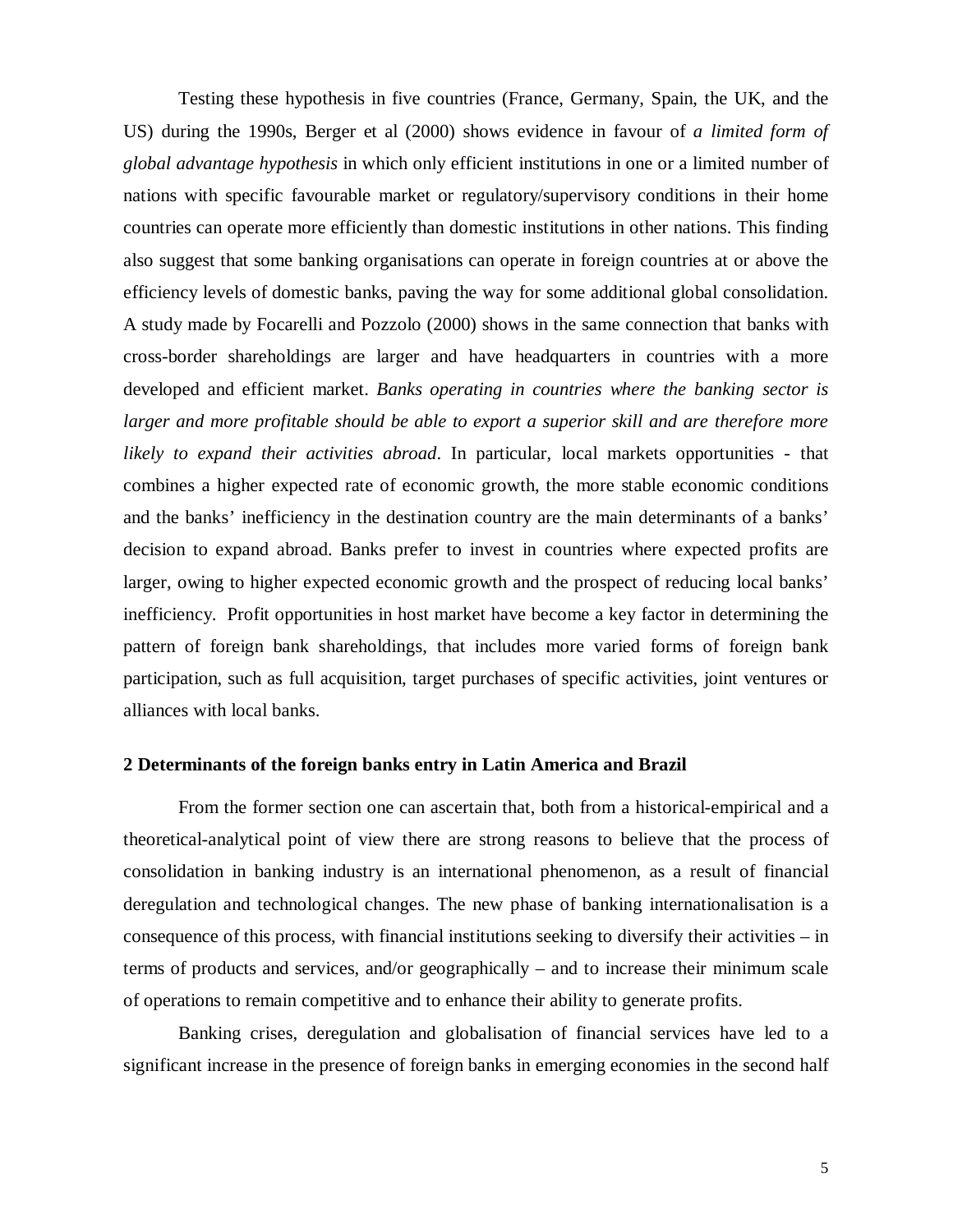Testing these hypothesis in five countries (France, Germany, Spain, the UK, and the US) during the 1990s, Berger et al (2000) shows evidence in favour of *a limited form of global advantage hypothesis* in which only efficient institutions in one or a limited number of nations with specific favourable market or regulatory/supervisory conditions in their home countries can operate more efficiently than domestic institutions in other nations. This finding also suggest that some banking organisations can operate in foreign countries at or above the efficiency levels of domestic banks, paving the way for some additional global consolidation. A study made by Focarelli and Pozzolo (2000) shows in the same connection that banks with cross-border shareholdings are larger and have headquarters in countries with a more developed and efficient market. *Banks operating in countries where the banking sector is larger and more profitable should be able to export a superior skill and are therefore more likely to expand their activities abroad*. In particular, local markets opportunities - that combines a higher expected rate of economic growth, the more stable economic conditions and the banks' inefficiency in the destination country are the main determinants of a banks' decision to expand abroad. Banks prefer to invest in countries where expected profits are larger, owing to higher expected economic growth and the prospect of reducing local banks' inefficiency. Profit opportunities in host market have become a key factor in determining the pattern of foreign bank shareholdings, that includes more varied forms of foreign bank participation, such as full acquisition, target purchases of specific activities, joint ventures or alliances with local banks.

## 2 Determinants of the foreign banks entry in Latin America and Brazil

From the former section one can ascertain that, both from a historical-empirical and a theoretical-analytical point of view there are strong reasons to believe that the process of consolidation in banking industry is an international phenomenon, as a result of financial deregulation and technological changes. The new phase of banking internationalisation is a consequence of this process, with financial institutions seeking to diversify their activities – in terms of products and services, and/or geographically – and to increase their minimum scale of operations to remain competitive and to enhance their ability to generate profits.

Banking crises, deregulation and globalisation of financial services have led to a significant increase in the presence of foreign banks in emerging economies in the second half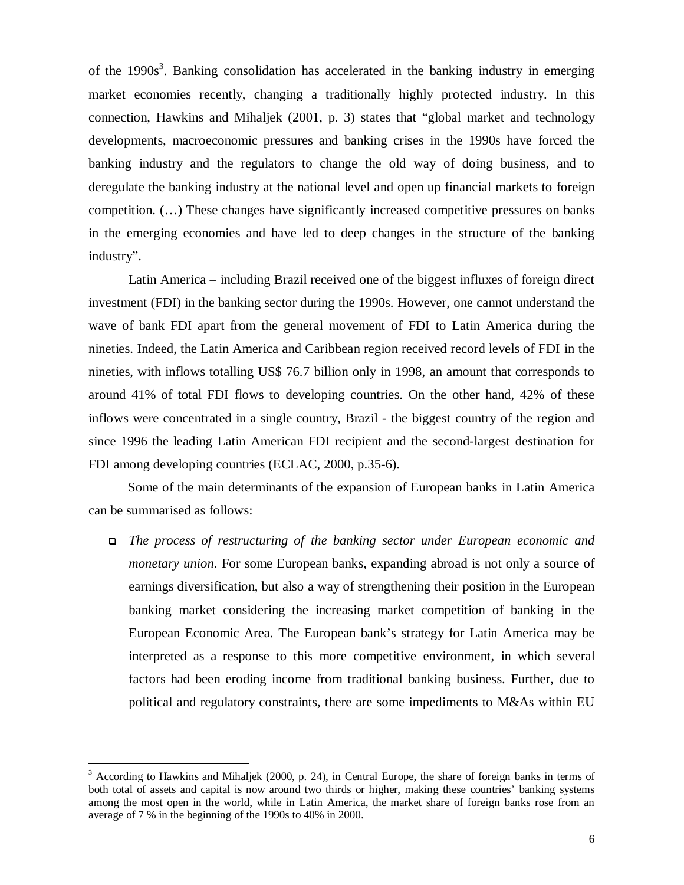of the 1990s[3]. Banking consolidation has accelerated in the banking industry in emerging market economies recently, changing a traditionally highly protected industry. In this connection, Hawkins and Mihaljek (2001, p. 3) states that "global market and technology developments, macroeconomic pressures and banking crises in the 1990s have forced the banking industry and the regulators to change the old way of doing business, and to deregulate the banking industry at the national level and open up financial markets to foreign competition. (…) These changes have significantly increased competitive pressures on banks in the emerging economies and have led to deep changes in the structure of the banking industry".

Latin America – including Brazil received one of the biggest influxes of foreign direct investment (FDI) in the banking sector during the 1990s. However, one cannot understand the wave of bank FDI apart from the general movement of FDI to Latin America during the nineties. Indeed, the Latin America and Caribbean region received record levels of FDI in the nineties, with inflows totalling US$ 76.7 billion only in 1998, an amount that corresponds to around 41% of total FDI flows to developing countries. On the other hand, 42% of these inflows were concentrated in a single country, Brazil - the biggest country of the region and since 1996 the leading Latin American FDI recipient and the second-largest destination for FDI among developing countries (ECLAC, 2000, p.35-6).

Some of the main determinants of the expansion of European banks in Latin America can be summarised as follows:

- *The process of restructuring of the banking sector under European economic and monetary union*. For some European banks, expanding abroad is not only a source of earnings diversification, but also a way of strengthening their position in the European banking market considering the increasing market competition of banking in the European Economic Area. The European bank's strategy for Latin America may be interpreted as a response to this more competitive environment, in which several factors had been eroding income from traditional banking business. Further, due to political and regulatory constraints, there are some impediments to M&As within EU

[3] According to Hawkins and Mihaljek (2000, p. 24), in Central Europe, the share of foreign banks in terms of both total of assets and capital is now around two thirds or higher, making these countries' banking systems among the most open in the world, while in Latin America, the market share of foreign banks rose from an average of 7 % in the beginning of the 1990s to 40% in 2000.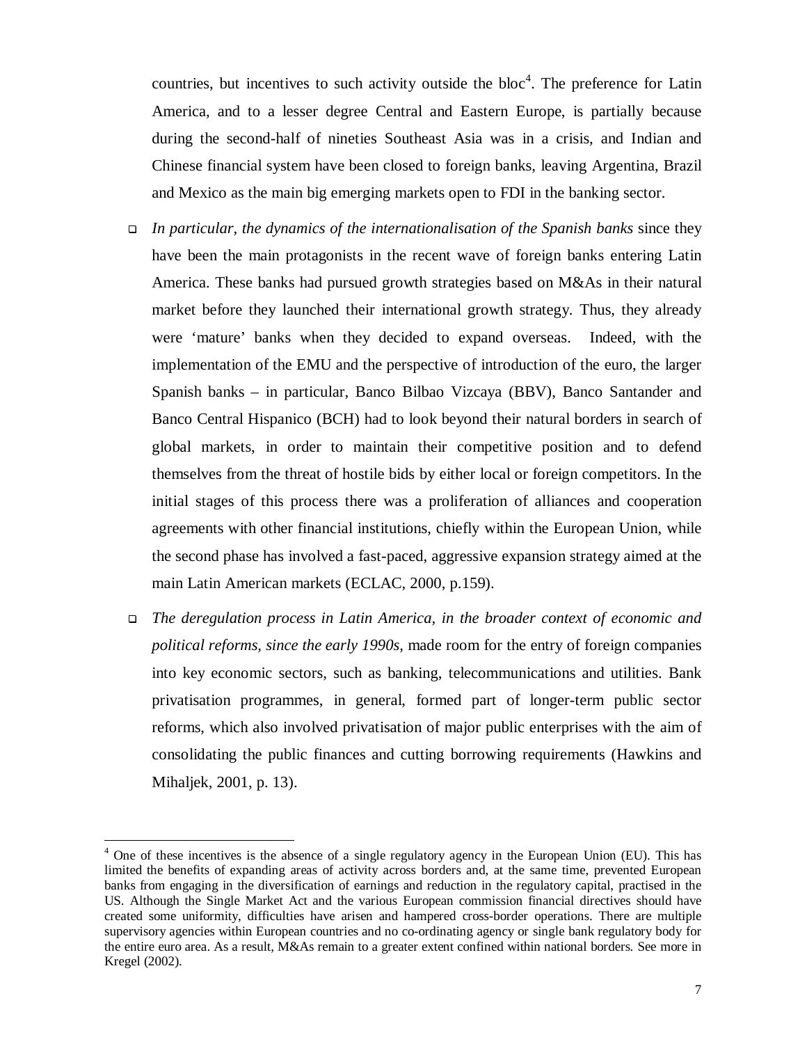countries, but incentives to such activity outside the bloc[4]. The preference for Latin America, and to a lesser degree Central and Eastern Europe, is partially because during the second-half of nineties Southeast Asia was in a crisis, and Indian and Chinese financial system have been closed to foreign banks, leaving Argentina, Brazil and Mexico as the main big emerging markets open to FDI in the banking sector.

- *In particular, the dynamics of the internationalisation of the Spanish banks* since they have been the main protagonists in the recent wave of foreign banks entering Latin America. These banks had pursued growth strategies based on M&As in their natural market before they launched their international growth strategy. Thus, they already were 'mature' banks when they decided to expand overseas. Indeed, with the implementation of the EMU and the perspective of introduction of the euro, the larger Spanish banks – in particular, Banco Bilbao Vizcaya (BBV), Banco Santander and Banco Central Hispanico (BCH) had to look beyond their natural borders in search of global markets, in order to maintain their competitive position and to defend themselves from the threat of hostile bids by either local or foreign competitors. In the initial stages of this process there was a proliferation of alliances and cooperation agreements with other financial institutions, chiefly within the European Union, while the second phase has involved a fast-paced, aggressive expansion strategy aimed at the main Latin American markets (ECLAC, 2000, p.159).

- *The deregulation process in Latin America, in the broader context of economic and political reforms, since the early 1990s,* made room for the entry of foreign companies into key economic sectors, such as banking, telecommunications and utilities. Bank privatisation programmes, in general, formed part of longer-term public sector reforms, which also involved privatisation of major public enterprises with the aim of consolidating the public finances and cutting borrowing requirements (Hawkins and Mihaljek, 2001, p. 13).

---

[4] One of these incentives is the absence of a single regulatory agency in the European Union (EU). This has limited the benefits of expanding areas of activity across borders and, at the same time, prevented European banks from engaging in the diversification of earnings and reduction in the regulatory capital, practised in the US. Although the Single Market Act and the various European commission financial directives should have created some uniformity, difficulties have arisen and hampered cross-border operations. There are multiple supervisory agencies within European countries and no co-ordinating agency or single bank regulatory body for the entire euro area. As a result, M&As remain to a greater extent confined within national borders. See more in Kregel (2002).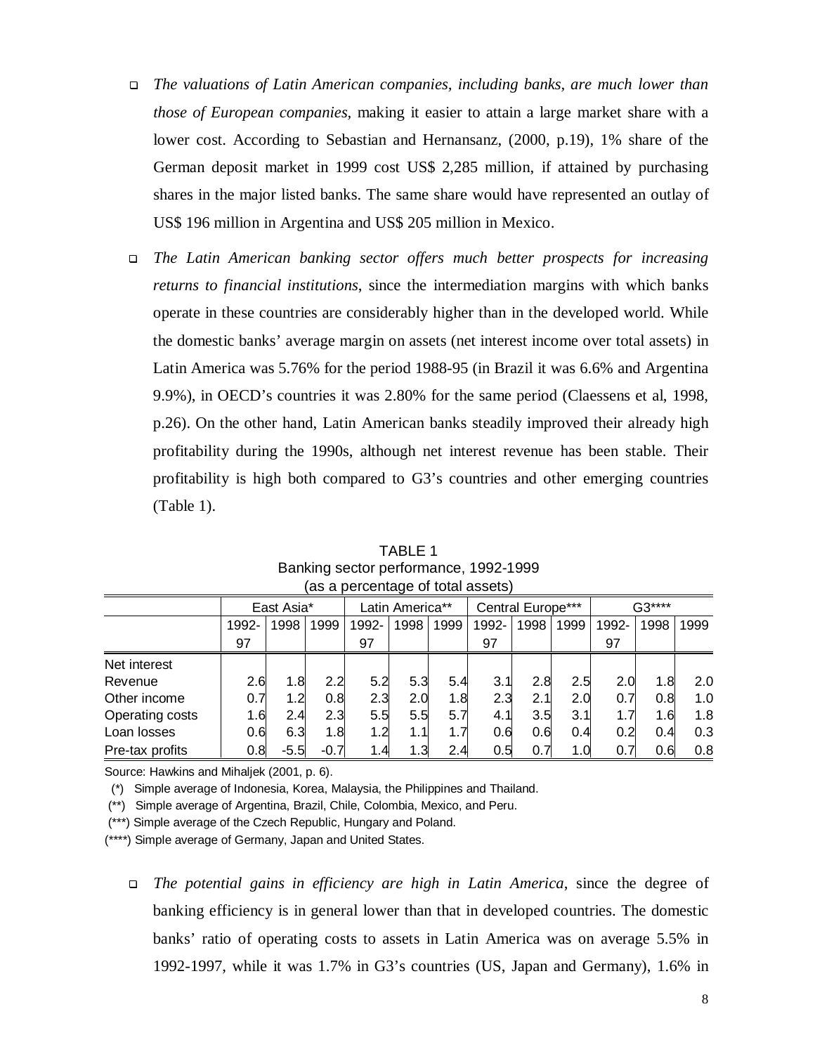- *The valuations of Latin American companies, including banks, are much lower than those of European companies*, making it easier to attain a large market share with a lower cost. According to Sebastian and Hernansanz, (2000, p.19), 1% share of the German deposit market in 1999 cost US$ 2,285 million, if attained by purchasing shares in the major listed banks. The same share would have represented an outlay of US$ 196 million in Argentina and US$ 205 million in Mexico.

- *The Latin American banking sector offers much better prospects for increasing returns to financial institutions*, since the intermediation margins with which banks operate in these countries are considerably higher than in the developed world. While the domestic banks' average margin on assets (net interest income over total assets) in Latin America was 5.76% for the period 1988-95 (in Brazil it was 6.6% and Argentina 9.9%), in OECD's countries it was 2.80% for the same period (Claessens et al, 1998, p.26). On the other hand, Latin American banks steadily improved their already high profitability during the 1990s, although net interest revenue has been stable. Their profitability is high both compared to G3's countries and other emerging countries (Table 1).

TABLE 1
Banking sector performance, 1992-1999
(as a percentage of total assets)

| | East Asia* | | | Latin America** | | | Central Europe*** | | | G3**** | | |
|---|---|---|---|---|---|---|---|---|---|---|---|---|
| | 1992-97 | 1998 | 1999 | 1992-97 | 1998 | 1999 | 1992-97 | 1998 | 1999 | 1992-97 | 1998 | 1999 |
| Net interest Revenue | 2.6 | 1.8 | 2.2 | 5.2 | 5.3 | 5.4 | 3.1 | 2.8 | 2.5 | 2.0 | 1.8 | 2.0 |
| Other income | 0.7 | 1.2 | 0.8 | 2.3 | 2.0 | 1.8 | 2.3 | 2.1 | 2.0 | 0.7 | 0.8 | 1.0 |
| Operating costs | 1.6 | 2.4 | 2.3 | 5.5 | 5.5 | 5.7 | 4.1 | 3.5 | 3.1 | 1.7 | 1.6 | 1.8 |
| Loan losses | 0.6 | 6.3 | 1.8 | 1.2 | 1.1 | 1.7 | 0.6 | 0.6 | 0.4 | 0.2 | 0.4 | 0.3 |
| Pre-tax profits | 0.8 | -5.5 | -0.7 | 1.4 | 1.3 | 2.4 | 0.5 | 0.7 | 1.0 | 0.7 | 0.6 | 0.8 |

Source: Hawkins and Mihaljek (2001, p. 6).

(*) Simple average of Indonesia, Korea, Malaysia, the Philippines and Thailand.

(**) Simple average of Argentina, Brazil, Chile, Colombia, Mexico, and Peru.

(***) Simple average of the Czech Republic, Hungary and Poland.

(****) Simple average of Germany, Japan and United States.

- *The potential gains in efficiency are high in Latin America*, since the degree of banking efficiency is in general lower than that in developed countries. The domestic banks' ratio of operating costs to assets in Latin America was on average 5.5% in 1992-1997, while it was 1.7% in G3's countries (US, Japan and Germany), 1.6% in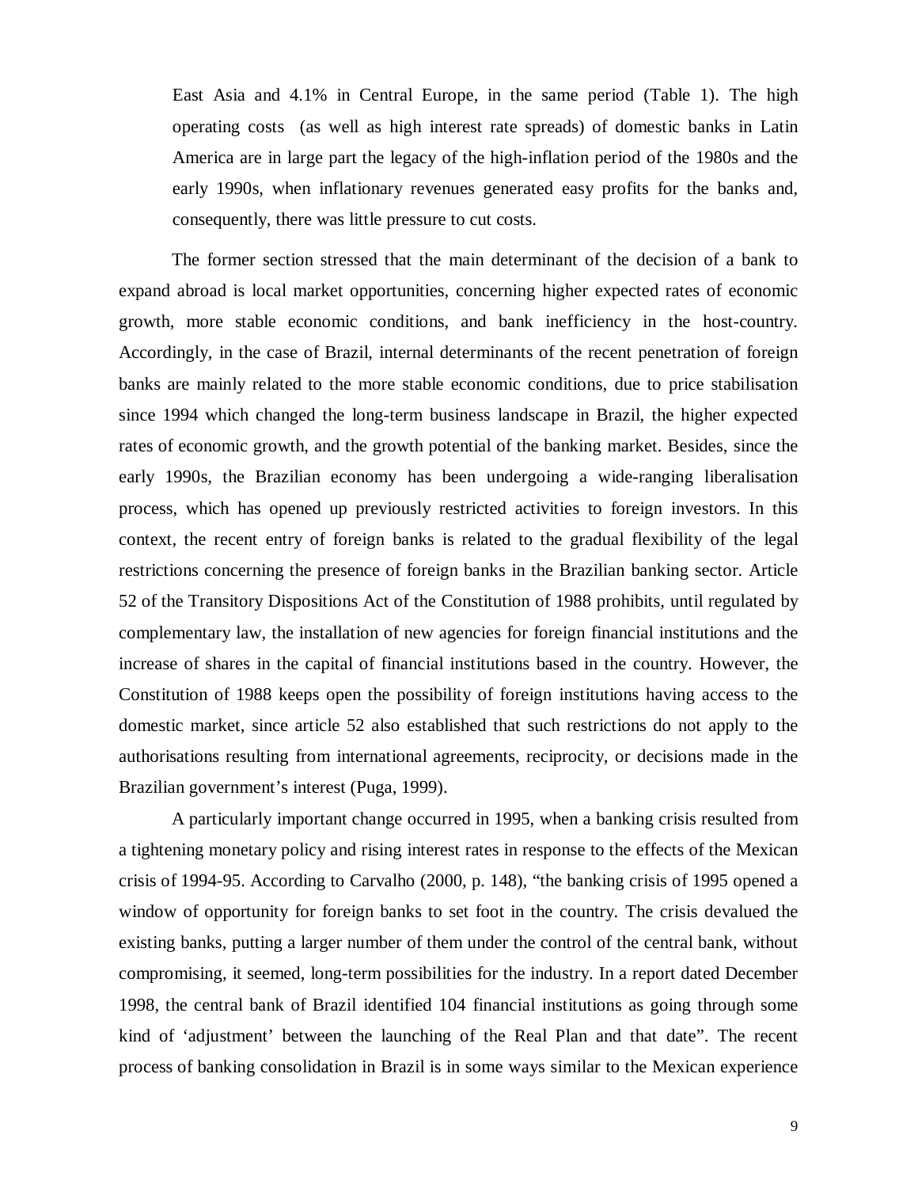East Asia and 4.1% in Central Europe, in the same period (Table 1). The high operating costs (as well as high interest rate spreads) of domestic banks in Latin America are in large part the legacy of the high-inflation period of the 1980s and the early 1990s, when inflationary revenues generated easy profits for the banks and, consequently, there was little pressure to cut costs.

The former section stressed that the main determinant of the decision of a bank to expand abroad is local market opportunities, concerning higher expected rates of economic growth, more stable economic conditions, and bank inefficiency in the host-country. Accordingly, in the case of Brazil, internal determinants of the recent penetration of foreign banks are mainly related to the more stable economic conditions, due to price stabilisation since 1994 which changed the long-term business landscape in Brazil, the higher expected rates of economic growth, and the growth potential of the banking market. Besides, since the early 1990s, the Brazilian economy has been undergoing a wide-ranging liberalisation process, which has opened up previously restricted activities to foreign investors. In this context, the recent entry of foreign banks is related to the gradual flexibility of the legal restrictions concerning the presence of foreign banks in the Brazilian banking sector. Article 52 of the Transitory Dispositions Act of the Constitution of 1988 prohibits, until regulated by complementary law, the installation of new agencies for foreign financial institutions and the increase of shares in the capital of financial institutions based in the country. However, the Constitution of 1988 keeps open the possibility of foreign institutions having access to the domestic market, since article 52 also established that such restrictions do not apply to the authorisations resulting from international agreements, reciprocity, or decisions made in the Brazilian government's interest (Puga, 1999).

A particularly important change occurred in 1995, when a banking crisis resulted from a tightening monetary policy and rising interest rates in response to the effects of the Mexican crisis of 1994-95. According to Carvalho (2000, p. 148), "the banking crisis of 1995 opened a window of opportunity for foreign banks to set foot in the country. The crisis devalued the existing banks, putting a larger number of them under the control of the central bank, without compromising, it seemed, long-term possibilities for the industry. In a report dated December 1998, the central bank of Brazil identified 104 financial institutions as going through some kind of 'adjustment' between the launching of the Real Plan and that date". The recent process of banking consolidation in Brazil is in some ways similar to the Mexican experience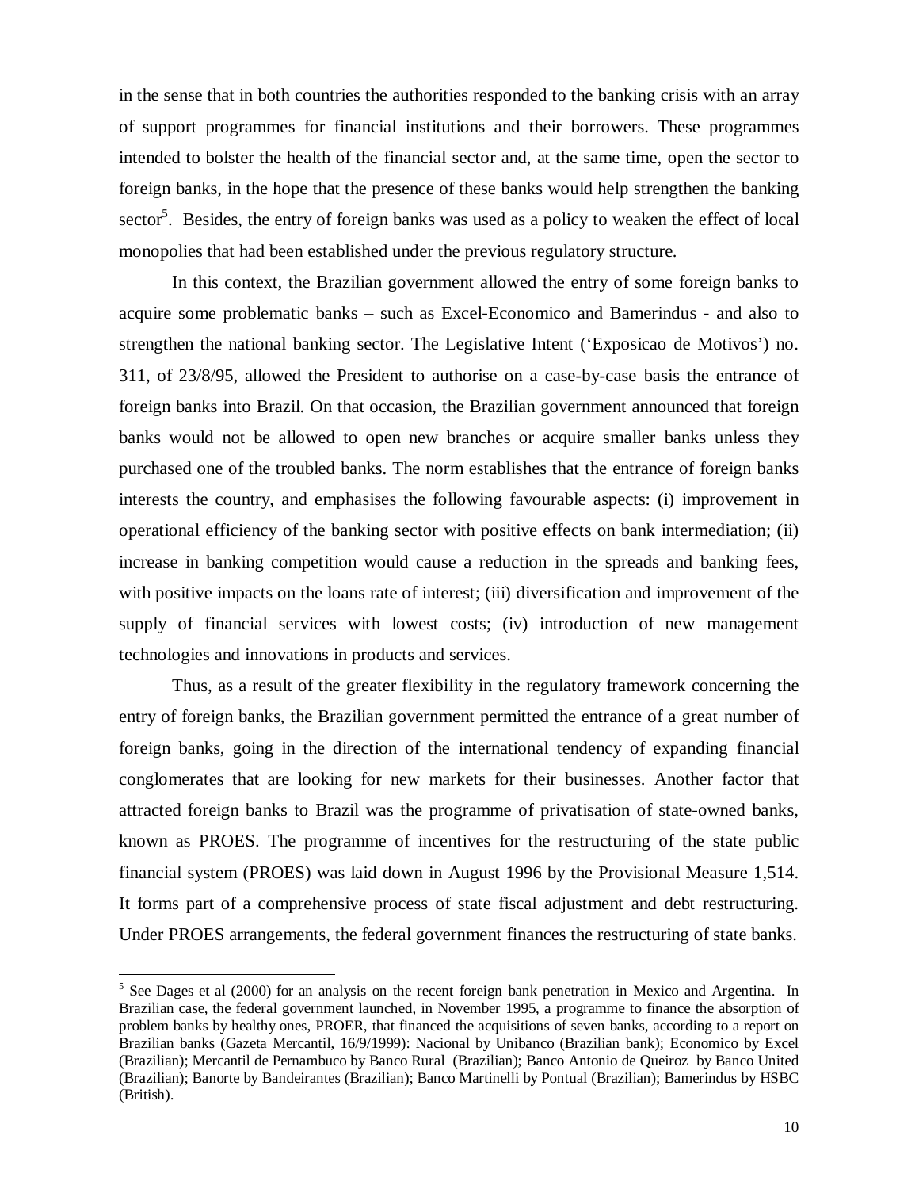in the sense that in both countries the authorities responded to the banking crisis with an array of support programmes for financial institutions and their borrowers. These programmes intended to bolster the health of the financial sector and, at the same time, open the sector to foreign banks, in the hope that the presence of these banks would help strengthen the banking sector[5]. Besides, the entry of foreign banks was used as a policy to weaken the effect of local monopolies that had been established under the previous regulatory structure.

In this context, the Brazilian government allowed the entry of some foreign banks to acquire some problematic banks – such as Excel-Economico and Bamerindus - and also to strengthen the national banking sector. The Legislative Intent ('Exposicao de Motivos') no. 311, of 23/8/95, allowed the President to authorise on a case-by-case basis the entrance of foreign banks into Brazil. On that occasion, the Brazilian government announced that foreign banks would not be allowed to open new branches or acquire smaller banks unless they purchased one of the troubled banks. The norm establishes that the entrance of foreign banks interests the country, and emphasises the following favourable aspects: (i) improvement in operational efficiency of the banking sector with positive effects on bank intermediation; (ii) increase in banking competition would cause a reduction in the spreads and banking fees, with positive impacts on the loans rate of interest; (iii) diversification and improvement of the supply of financial services with lowest costs; (iv) introduction of new management technologies and innovations in products and services.

Thus, as a result of the greater flexibility in the regulatory framework concerning the entry of foreign banks, the Brazilian government permitted the entrance of a great number of foreign banks, going in the direction of the international tendency of expanding financial conglomerates that are looking for new markets for their businesses. Another factor that attracted foreign banks to Brazil was the programme of privatisation of state-owned banks, known as PROES. The programme of incentives for the restructuring of the state public financial system (PROES) was laid down in August 1996 by the Provisional Measure 1,514. It forms part of a comprehensive process of state fiscal adjustment and debt restructuring. Under PROES arrangements, the federal government finances the restructuring of state banks.

[5] See Dages et al (2000) for an analysis on the recent foreign bank penetration in Mexico and Argentina. In Brazilian case, the federal government launched, in November 1995, a programme to finance the absorption of problem banks by healthy ones, PROER, that financed the acquisitions of seven banks, according to a report on Brazilian banks (Gazeta Mercantil, 16/9/1999): Nacional by Unibanco (Brazilian bank); Economico by Excel (Brazilian); Mercantil de Pernambuco by Banco Rural (Brazilian); Banco Antonio de Queiroz by Banco United (Brazilian); Banorte by Bandeirantes (Brazilian); Banco Martinelli by Pontual (Brazilian); Bamerindus by HSBC (British).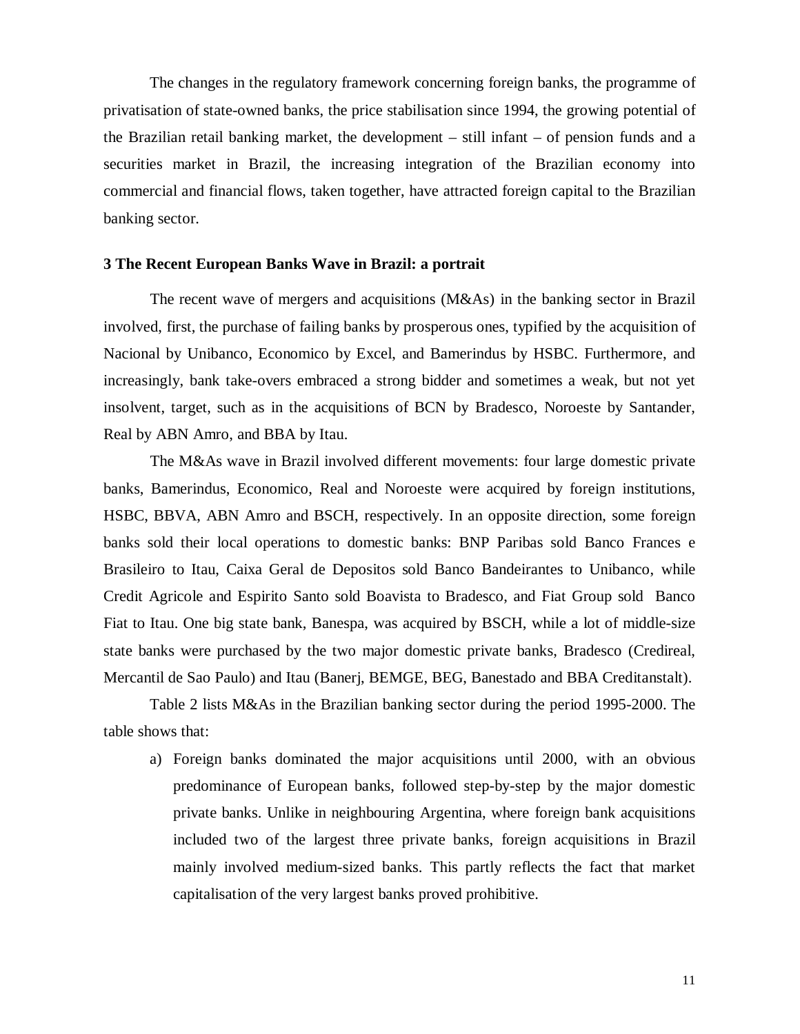The changes in the regulatory framework concerning foreign banks, the programme of privatisation of state-owned banks, the price stabilisation since 1994, the growing potential of the Brazilian retail banking market, the development – still infant – of pension funds and a securities market in Brazil, the increasing integration of the Brazilian economy into commercial and financial flows, taken together, have attracted foreign capital to the Brazilian banking sector.

### 3 The Recent European Banks Wave in Brazil: a portrait

The recent wave of mergers and acquisitions (M&As) in the banking sector in Brazil involved, first, the purchase of failing banks by prosperous ones, typified by the acquisition of Nacional by Unibanco, Economico by Excel, and Bamerindus by HSBC. Furthermore, and increasingly, bank take-overs embraced a strong bidder and sometimes a weak, but not yet insolvent, target, such as in the acquisitions of BCN by Bradesco, Noroeste by Santander, Real by ABN Amro, and BBA by Itau.

The M&As wave in Brazil involved different movements: four large domestic private banks, Bamerindus, Economico, Real and Noroeste were acquired by foreign institutions, HSBC, BBVA, ABN Amro and BSCH, respectively. In an opposite direction, some foreign banks sold their local operations to domestic banks: BNP Paribas sold Banco Frances e Brasileiro to Itau, Caixa Geral de Depositos sold Banco Bandeirantes to Unibanco, while Credit Agricole and Espirito Santo sold Boavista to Bradesco, and Fiat Group sold Banco Fiat to Itau. One big state bank, Banespa, was acquired by BSCH, while a lot of middle-size state banks were purchased by the two major domestic private banks, Bradesco (Credireal, Mercantil de Sao Paulo) and Itau (Banerj, BEMGE, BEG, Banestado and BBA Creditanstalt).

Table 2 lists M&As in the Brazilian banking sector during the period 1995-2000. The table shows that:

a) Foreign banks dominated the major acquisitions until 2000, with an obvious predominance of European banks, followed step-by-step by the major domestic private banks. Unlike in neighbouring Argentina, where foreign bank acquisitions included two of the largest three private banks, foreign acquisitions in Brazil mainly involved medium-sized banks. This partly reflects the fact that market capitalisation of the very largest banks proved prohibitive.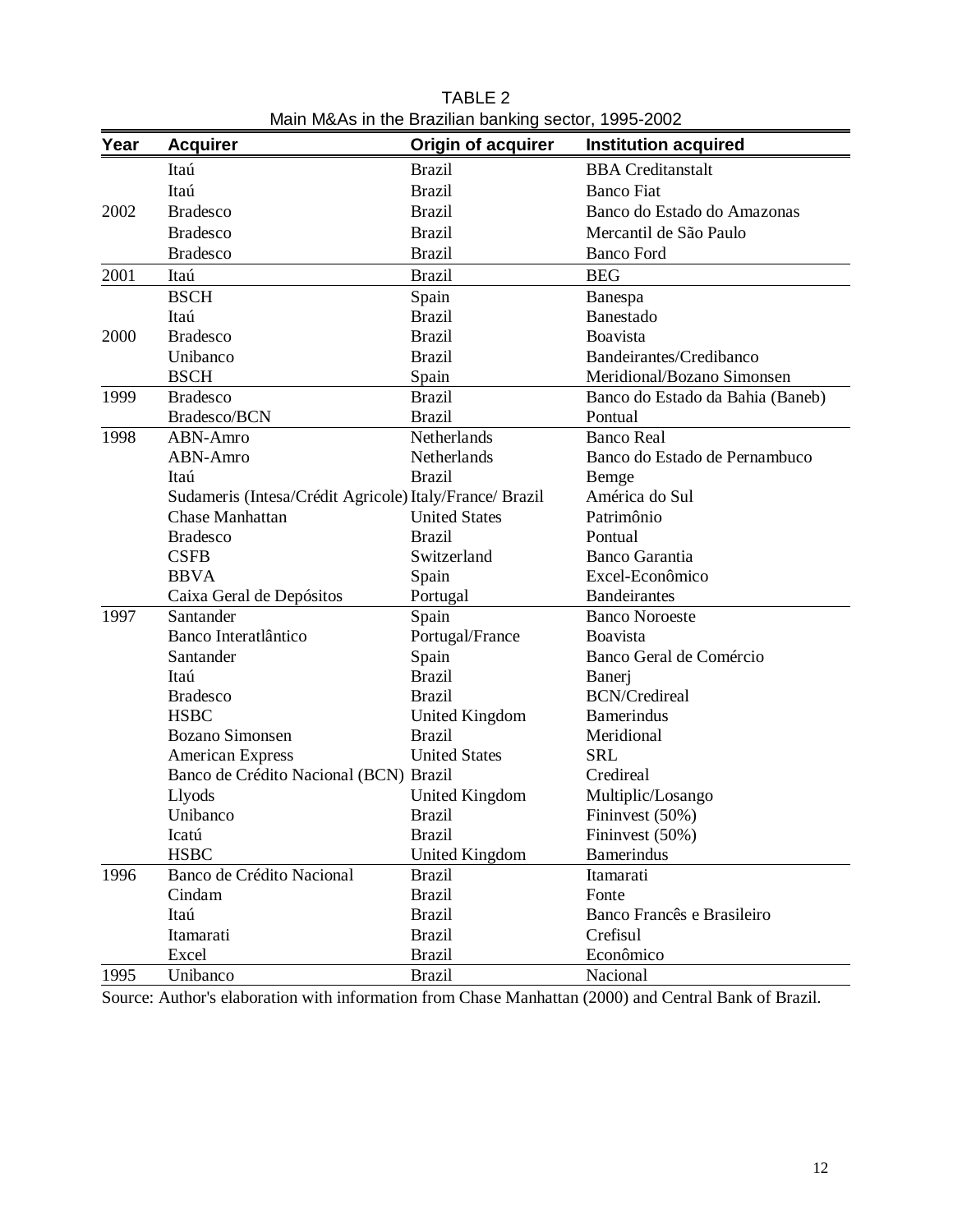TABLE 2

Main M&As in the Brazilian banking sector, 1995-2002

| Year | Acquirer | Origin of acquirer | Institution acquired |
|---|---|---|---|
| 2002 | Itaú | Brazil | BBA Creditanstalt |
| | Itaú | Brazil | Banco Fiat |
| | Bradesco | Brazil | Banco do Estado do Amazonas |
| | Bradesco | Brazil | Mercantil de São Paulo |
| | Bradesco | Brazil | Banco Ford |
| 2001 | Itaú | Brazil | BEG |
| 2000 | BSCH | Spain | Banespa |
| | Itaú | Brazil | Banestado |
| | Bradesco | Brazil | Boavista |
| | Unibanco | Brazil | Bandeirantes/Credibanco |
| | BSCH | Spain | Meridional/Bozano Simonsen |
| 1999 | Bradesco | Brazil | Banco do Estado da Bahia (Baneb) |
| | Bradesco/BCN | Brazil | Pontual |
| 1998 | ABN-Amro | Netherlands | Banco Real |
| | ABN-Amro | Netherlands | Banco do Estado de Pernambuco |
| | Itaú | Brazil | Bemge |
| | Sudameris (Intesa/Crédit Agricole) | Italy/France/ Brazil | América do Sul |
| | Chase Manhattan | United States | Patrimônio |
| | Bradesco | Brazil | Pontual |
| | CSFB | Switzerland | Banco Garantia |
| | BBVA | Spain | Excel-Econômico |
| | Caixa Geral de Depósitos | Portugal | Bandeirantes |
| 1997 | Santander | Spain | Banco Noroeste |
| | Banco Interatlântico | Portugal/France | Boavista |
| | Santander | Spain | Banco Geral de Comércio |
| | Itaú | Brazil | Banerj |
| | Bradesco | Brazil | BCN/Credireal |
| | HSBC | United Kingdom | Bamerindus |
| | Bozano Simonsen | Brazil | Meridional |
| | American Express | United States | SRL |
| | Banco de Crédito Nacional (BCN) | Brazil | Credireal |
| | Llyods | United Kingdom | Multiplic/Losango |
| | Unibanco | Brazil | Fininvest (50%) |
| | Icatú | Brazil | Fininvest (50%) |
| | HSBC | United Kingdom | Bamerindus |
| 1996 | Banco de Crédito Nacional | Brazil | Itamarati |
| | Cindam | Brazil | Fonte |
| | Itaú | Brazil | Banco Francês e Brasileiro |
| | Itamarati | Brazil | Crefisul |
| | Excel | Brazil | Econômico |
| 1995 | Unibanco | Brazil | Nacional |

Source: Author's elaboration with information from Chase Manhattan (2000) and Central Bank of Brazil.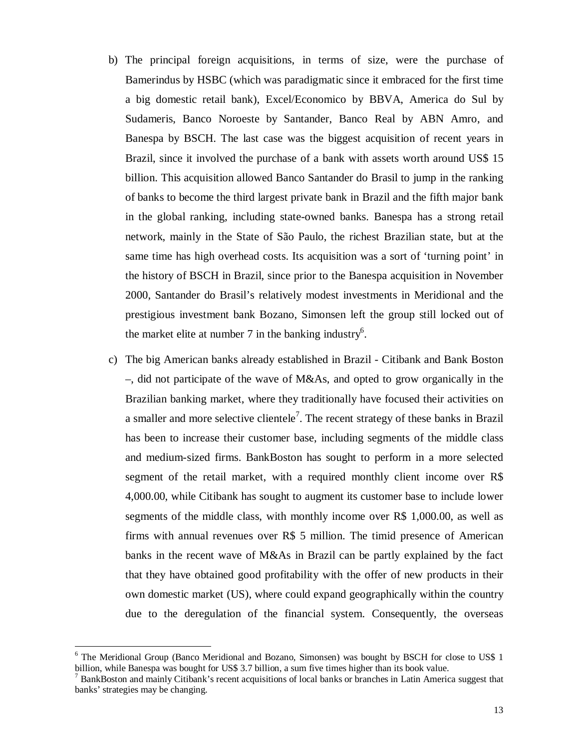b) The principal foreign acquisitions, in terms of size, were the purchase of Bamerindus by HSBC (which was paradigmatic since it embraced for the first time a big domestic retail bank), Excel/Economico by BBVA, America do Sul by Sudameris, Banco Noroeste by Santander, Banco Real by ABN Amro, and Banespa by BSCH. The last case was the biggest acquisition of recent years in Brazil, since it involved the purchase of a bank with assets worth around US$ 15 billion. This acquisition allowed Banco Santander do Brasil to jump in the ranking of banks to become the third largest private bank in Brazil and the fifth major bank in the global ranking, including state-owned banks. Banespa has a strong retail network, mainly in the State of São Paulo, the richest Brazilian state, but at the same time has high overhead costs. Its acquisition was a sort of 'turning point' in the history of BSCH in Brazil, since prior to the Banespa acquisition in November 2000, Santander do Brasil's relatively modest investments in Meridional and the prestigious investment bank Bozano, Simonsen left the group still locked out of the market elite at number 7 in the banking industry[6].

c) The big American banks already established in Brazil - Citibank and Bank Boston –, did not participate of the wave of M&As, and opted to grow organically in the Brazilian banking market, where they traditionally have focused their activities on a smaller and more selective clientele[7]. The recent strategy of these banks in Brazil has been to increase their customer base, including segments of the middle class and medium-sized firms. BankBoston has sought to perform in a more selected segment of the retail market, with a required monthly client income over R$ 4,000.00, while Citibank has sought to augment its customer base to include lower segments of the middle class, with monthly income over R$ 1,000.00, as well as firms with annual revenues over R$ 5 million. The timid presence of American banks in the recent wave of M&As in Brazil can be partly explained by the fact that they have obtained good profitability with the offer of new products in their own domestic market (US), where could expand geographically within the country due to the deregulation of the financial system. Consequently, the overseas

---

[6] The Meridional Group (Banco Meridional and Bozano, Simonsen) was bought by BSCH for close to US$ 1 billion, while Banespa was bought for US$ 3.7 billion, a sum five times higher than its book value.

[7] BankBoston and mainly Citibank's recent acquisitions of local banks or branches in Latin America suggest that banks' strategies may be changing.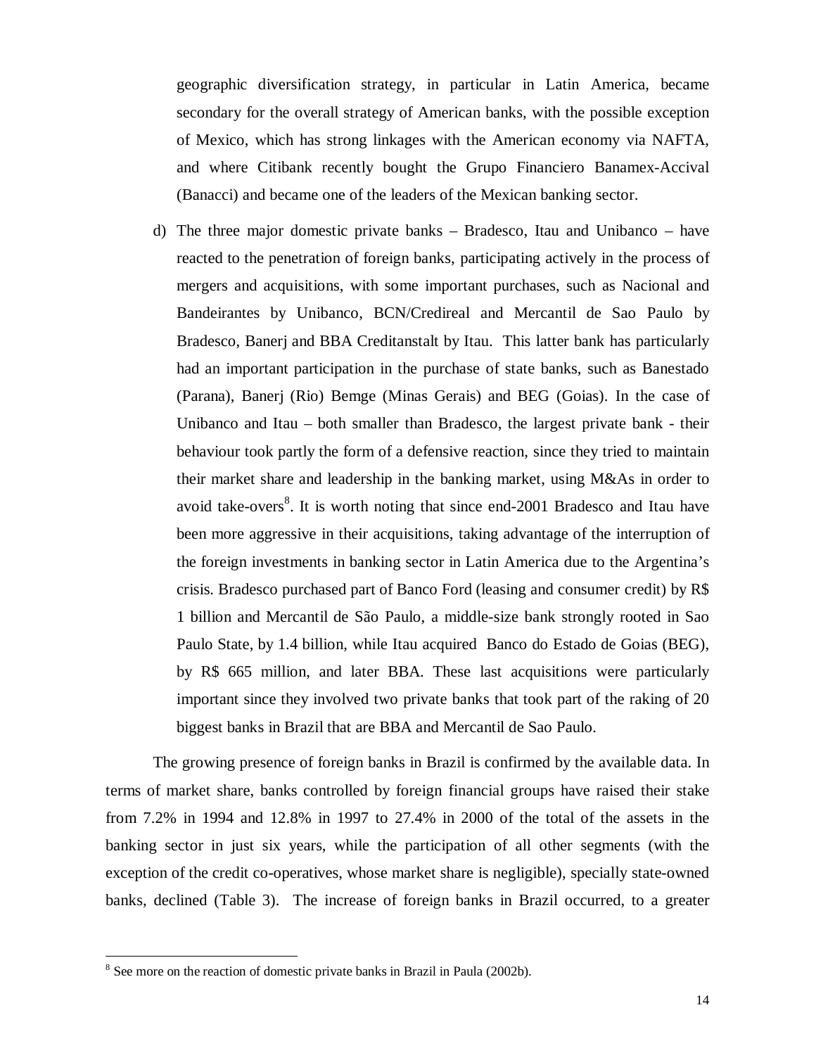geographic diversification strategy, in particular in Latin America, became secondary for the overall strategy of American banks, with the possible exception of Mexico, which has strong linkages with the American economy via NAFTA, and where Citibank recently bought the Grupo Financiero Banamex-Accival (Banacci) and became one of the leaders of the Mexican banking sector.

d) The three major domestic private banks – Bradesco, Itau and Unibanco – have reacted to the penetration of foreign banks, participating actively in the process of mergers and acquisitions, with some important purchases, such as Nacional and Bandeirantes by Unibanco, BCN/Credireal and Mercantil de Sao Paulo by Bradesco, Banerj and BBA Creditanstalt by Itau. This latter bank has particularly had an important participation in the purchase of state banks, such as Banestado (Parana), Banerj (Rio) Bemge (Minas Gerais) and BEG (Goias). In the case of Unibanco and Itau – both smaller than Bradesco, the largest private bank - their behaviour took partly the form of a defensive reaction, since they tried to maintain their market share and leadership in the banking market, using M&As in order to avoid take-overs[8]. It is worth noting that since end-2001 Bradesco and Itau have been more aggressive in their acquisitions, taking advantage of the interruption of the foreign investments in banking sector in Latin America due to the Argentina's crisis. Bradesco purchased part of Banco Ford (leasing and consumer credit) by R$ 1 billion and Mercantil de São Paulo, a middle-size bank strongly rooted in Sao Paulo State, by 1.4 billion, while Itau acquired Banco do Estado de Goias (BEG), by R$ 665 million, and later BBA. These last acquisitions were particularly important since they involved two private banks that took part of the raking of 20 biggest banks in Brazil that are BBA and Mercantil de Sao Paulo.

The growing presence of foreign banks in Brazil is confirmed by the available data. In terms of market share, banks controlled by foreign financial groups have raised their stake from 7.2% in 1994 and 12.8% in 1997 to 27.4% in 2000 of the total of the assets in the banking sector in just six years, while the participation of all other segments (with the exception of the credit co-operatives, whose market share is negligible), specially state-owned banks, declined (Table 3). The increase of foreign banks in Brazil occurred, to a greater

[8] See more on the reaction of domestic private banks in Brazil in Paula (2002b).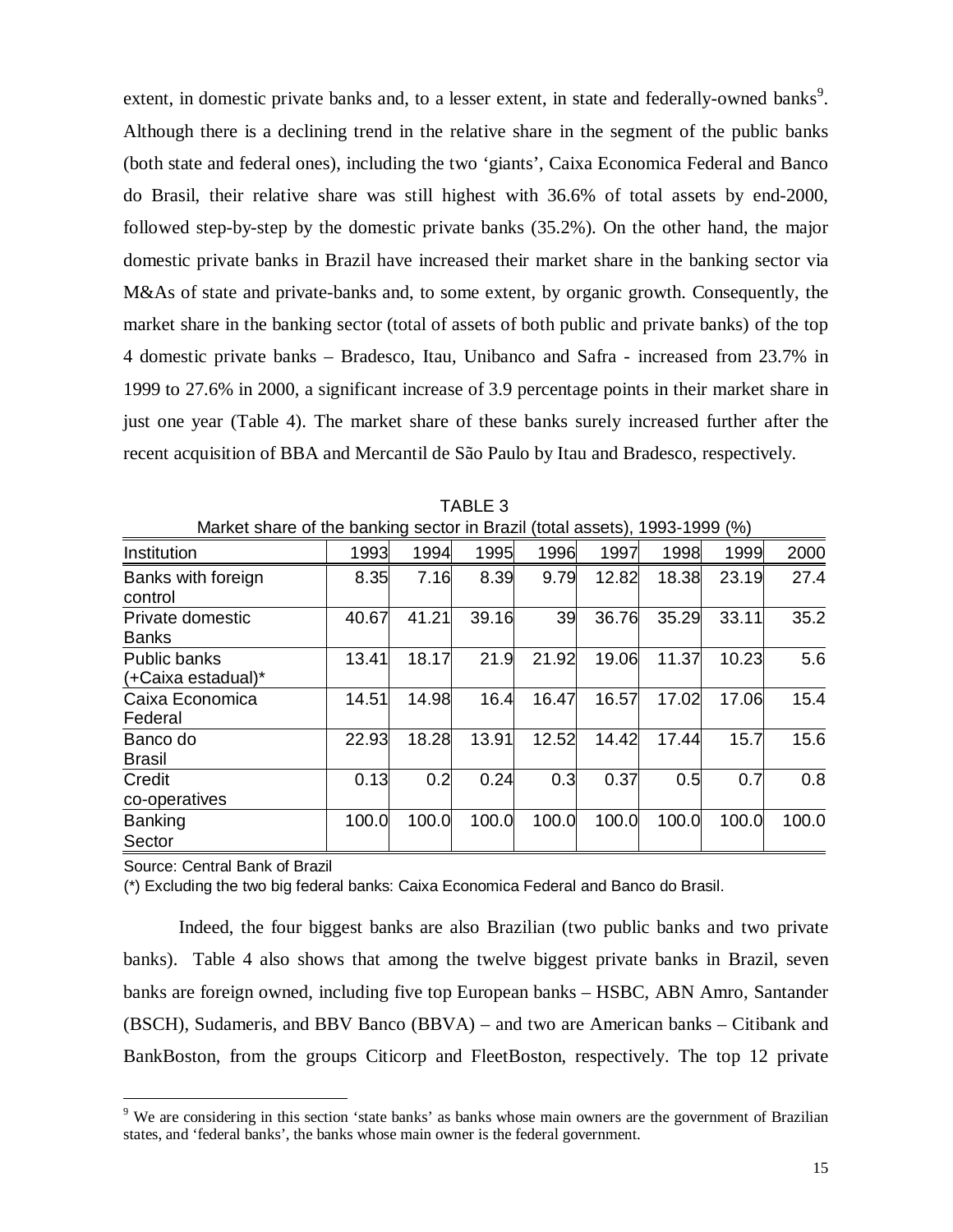extent, in domestic private banks and, to a lesser extent, in state and federally-owned banks[9]. Although there is a declining trend in the relative share in the segment of the public banks (both state and federal ones), including the two 'giants', Caixa Economica Federal and Banco do Brasil, their relative share was still highest with 36.6% of total assets by end-2000, followed step-by-step by the domestic private banks (35.2%). On the other hand, the major domestic private banks in Brazil have increased their market share in the banking sector via M&As of state and private-banks and, to some extent, by organic growth. Consequently, the market share in the banking sector (total of assets of both public and private banks) of the top 4 domestic private banks – Bradesco, Itau, Unibanco and Safra - increased from 23.7% in 1999 to 27.6% in 2000, a significant increase of 3.9 percentage points in their market share in just one year (Table 4). The market share of these banks surely increased further after the recent acquisition of BBA and Mercantil de São Paulo by Itau and Bradesco, respectively.

TABLE 3

Market share of the banking sector in Brazil (total assets), 1993-1999 (%)

| Institution | 1993 | 1994 | 1995 | 1996 | 1997 | 1998 | 1999 | 2000 |
|---|---|---|---|---|---|---|---|---|
| Banks with foreign control | 8.35 | 7.16 | 8.39 | 9.79 | 12.82 | 18.38 | 23.19 | 27.4 |
| Private domestic Banks | 40.67 | 41.21 | 39.16 | 39 | 36.76 | 35.29 | 33.11 | 35.2 |
| Public banks (+Caixa estadual)* | 13.41 | 18.17 | 21.9 | 21.92 | 19.06 | 11.37 | 10.23 | 5.6 |
| Caixa Economica Federal | 14.51 | 14.98 | 16.4 | 16.47 | 16.57 | 17.02 | 17.06 | 15.4 |
| Banco do Brasil | 22.93 | 18.28 | 13.91 | 12.52 | 14.42 | 17.44 | 15.7 | 15.6 |
| Credit co-operatives | 0.13 | 0.2 | 0.24 | 0.3 | 0.37 | 0.5 | 0.7 | 0.8 |
| Banking Sector | 100.0 | 100.0 | 100.0 | 100.0 | 100.0 | 100.0 | 100.0 | 100.0 |

Source: Central Bank of Brazil

(*) Excluding the two big federal banks: Caixa Economica Federal and Banco do Brasil.

Indeed, the four biggest banks are also Brazilian (two public banks and two private banks). Table 4 also shows that among the twelve biggest private banks in Brazil, seven banks are foreign owned, including five top European banks – HSBC, ABN Amro, Santander (BSCH), Sudameris, and BBV Banco (BBVA) – and two are American banks – Citibank and BankBoston, from the groups Citicorp and FleetBoston, respectively. The top 12 private

[9] We are considering in this section 'state banks' as banks whose main owners are the government of Brazilian states, and 'federal banks', the banks whose main owner is the federal government.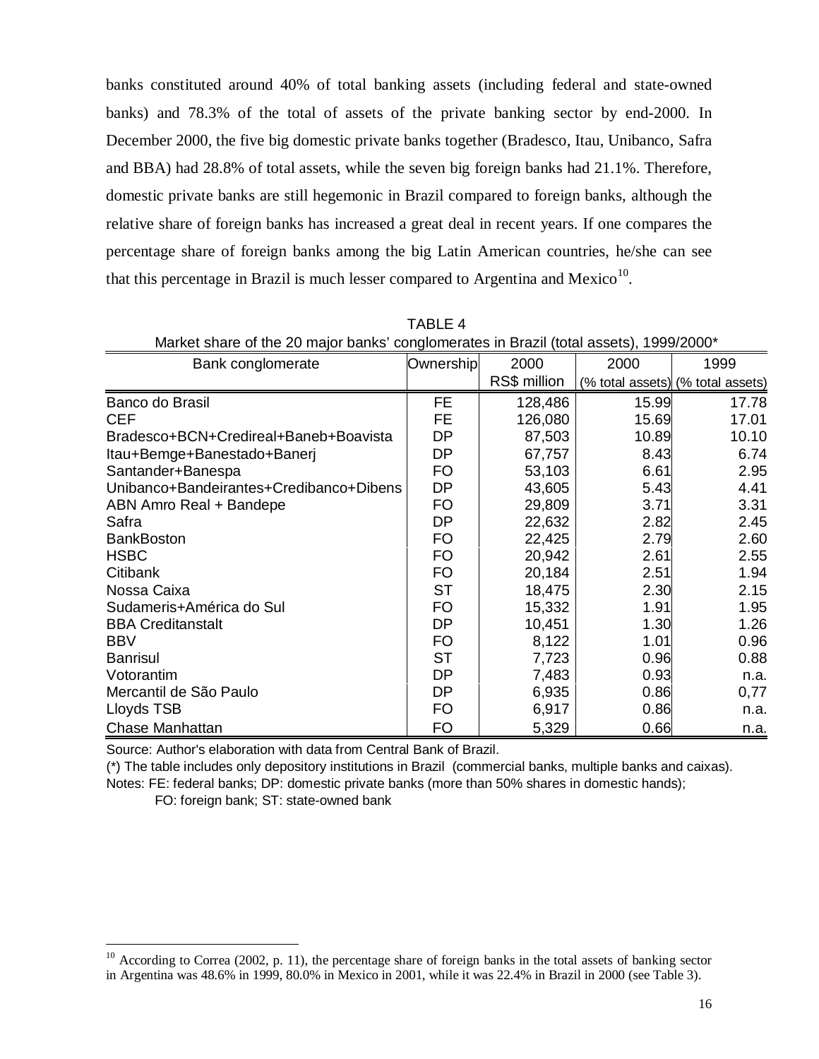banks constituted around 40% of total banking assets (including federal and state-owned banks) and 78.3% of the total of assets of the private banking sector by end-2000. In December 2000, the five big domestic private banks together (Bradesco, Itau, Unibanco, Safra and BBA) had 28.8% of total assets, while the seven big foreign banks had 21.1%. Therefore, domestic private banks are still hegemonic in Brazil compared to foreign banks, although the relative share of foreign banks has increased a great deal in recent years. If one compares the percentage share of foreign banks among the big Latin American countries, he/she can see that this percentage in Brazil is much lesser compared to Argentina and Mexico[10].

TABLE 4

Market share of the 20 major banks' conglomerates in Brazil (total assets), 1999/2000*

| Bank conglomerate | Ownership | 2000 RS$ million | 2000 (% total assets) | 1999 (% total assets) |
|---|---|---|---|---|
| Banco do Brasil | FE | 128,486 | 15.99 | 17.78 |
| CEF | FE | 126,080 | 15.69 | 17.01 |
| Bradesco+BCN+Credireal+Baneb+Boavista | DP | 87,503 | 10.89 | 10.10 |
| Itau+Bemge+Banestado+Banerj | DP | 67,757 | 8.43 | 6.74 |
| Santander+Banespa | FO | 53,103 | 6.61 | 2.95 |
| Unibanco+Bandeirantes+Credibanco+Dibens | DP | 43,605 | 5.43 | 4.41 |
| ABN Amro Real + Bandepe | FO | 29,809 | 3.71 | 3.31 |
| Safra | DP | 22,632 | 2.82 | 2.45 |
| BankBoston | FO | 22,425 | 2.79 | 2.60 |
| HSBC | FO | 20,942 | 2.61 | 2.55 |
| Citibank | FO | 20,184 | 2.51 | 1.94 |
| Nossa Caixa | ST | 18,475 | 2.30 | 2.15 |
| Sudameris+América do Sul | FO | 15,332 | 1.91 | 1.95 |
| BBA Creditanstalt | DP | 10,451 | 1.30 | 1.26 |
| BBV | FO | 8,122 | 1.01 | 0.96 |
| Banrisul | ST | 7,723 | 0.96 | 0.88 |
| Votorantim | DP | 7,483 | 0.93 | n.a. |
| Mercantil de São Paulo | DP | 6,935 | 0.86 | 0,77 |
| Lloyds TSB | FO | 6,917 | 0.86 | n.a. |
| Chase Manhattan | FO | 5,329 | 0.66 | n.a. |

Source: Author's elaboration with data from Central Bank of Brazil.

(*) The table includes only depository institutions in Brazil (commercial banks, multiple banks and caixas).

Notes: FE: federal banks; DP: domestic private banks (more than 50% shares in domestic hands);
FO: foreign bank; ST: state-owned bank

[10] According to Correa (2002, p. 11), the percentage share of foreign banks in the total assets of banking sector in Argentina was 48.6% in 1999, 80.0% in Mexico in 2001, while it was 22.4% in Brazil in 2000 (see Table 3).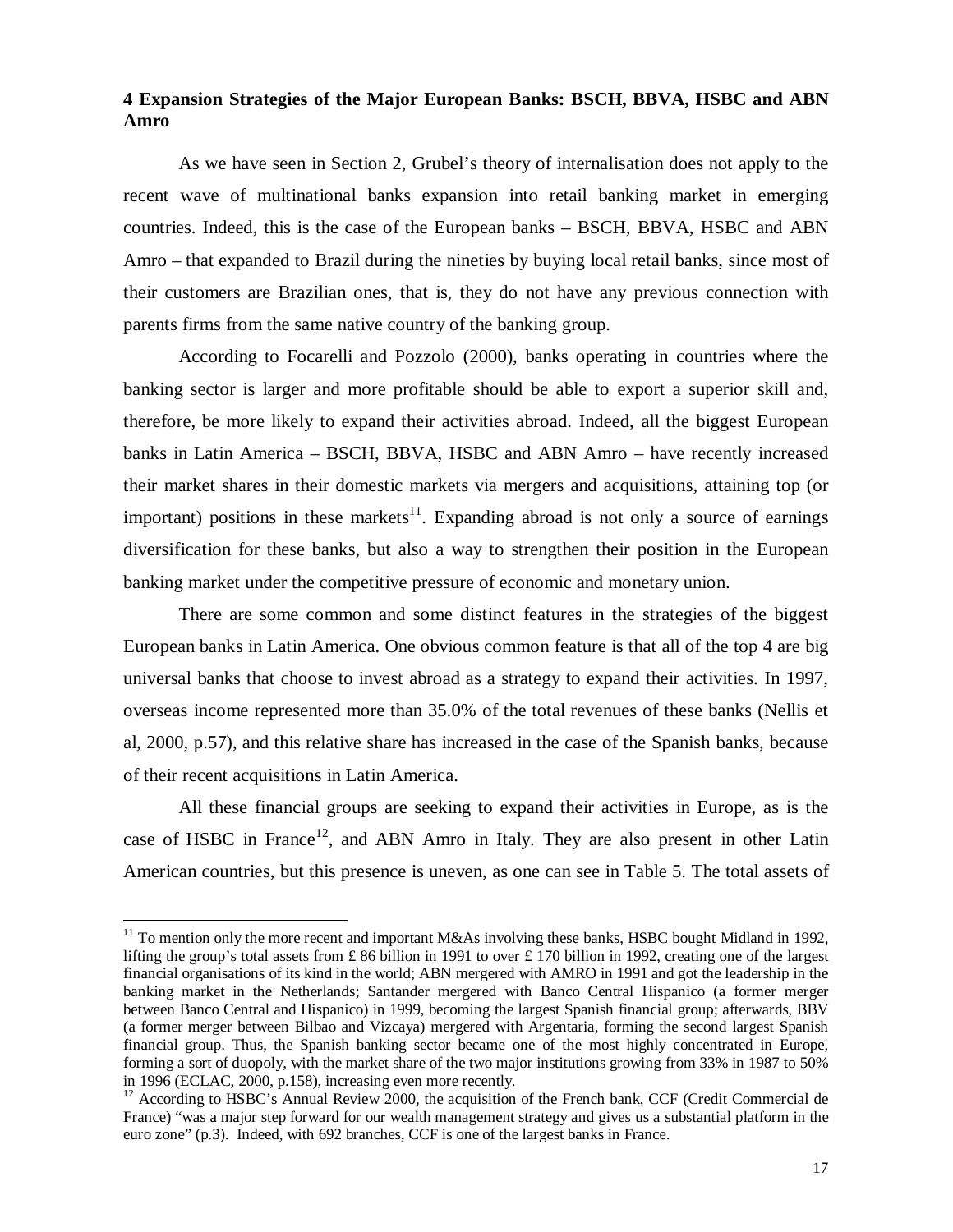### 4 Expansion Strategies of the Major European Banks: BSCH, BBVA, HSBC and ABN Amro

As we have seen in Section 2, Grubel's theory of internalisation does not apply to the recent wave of multinational banks expansion into retail banking market in emerging countries. Indeed, this is the case of the European banks – BSCH, BBVA, HSBC and ABN Amro – that expanded to Brazil during the nineties by buying local retail banks, since most of their customers are Brazilian ones, that is, they do not have any previous connection with parents firms from the same native country of the banking group.

According to Focarelli and Pozzolo (2000), banks operating in countries where the banking sector is larger and more profitable should be able to export a superior skill and, therefore, be more likely to expand their activities abroad. Indeed, all the biggest European banks in Latin America – BSCH, BBVA, HSBC and ABN Amro – have recently increased their market shares in their domestic markets via mergers and acquisitions, attaining top (or important) positions in these markets[11]. Expanding abroad is not only a source of earnings diversification for these banks, but also a way to strengthen their position in the European banking market under the competitive pressure of economic and monetary union.

There are some common and some distinct features in the strategies of the biggest European banks in Latin America. One obvious common feature is that all of the top 4 are big universal banks that choose to invest abroad as a strategy to expand their activities. In 1997, overseas income represented more than 35.0% of the total revenues of these banks (Nellis et al, 2000, p.57), and this relative share has increased in the case of the Spanish banks, because of their recent acquisitions in Latin America.

All these financial groups are seeking to expand their activities in Europe, as is the case of HSBC in France[12], and ABN Amro in Italy. They are also present in other Latin American countries, but this presence is uneven, as one can see in Table 5. The total assets of

[11] To mention only the more recent and important M&As involving these banks, HSBC bought Midland in 1992, lifting the group's total assets from £ 86 billion in 1991 to over £ 170 billion in 1992, creating one of the largest financial organisations of its kind in the world; ABN mergered with AMRO in 1991 and got the leadership in the banking market in the Netherlands; Santander mergered with Banco Central Hispanico (a former merger between Banco Central and Hispanico) in 1999, becoming the largest Spanish financial group; afterwards, BBV (a former merger between Bilbao and Vizcaya) mergered with Argentaria, forming the second largest Spanish financial group. Thus, the Spanish banking sector became one of the most highly concentrated in Europe, forming a sort of duopoly, with the market share of the two major institutions growing from 33% in 1987 to 50% in 1996 (ECLAC, 2000, p.158), increasing even more recently.

[12] According to HSBC's Annual Review 2000, the acquisition of the French bank, CCF (Credit Commercial de France) "was a major step forward for our wealth management strategy and gives us a substantial platform in the euro zone" (p.3). Indeed, with 692 branches, CCF is one of the largest banks in France.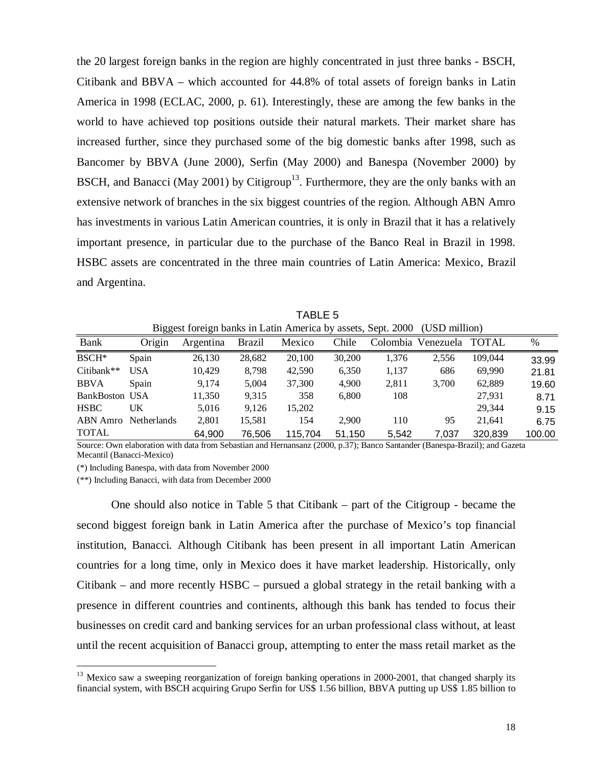the 20 largest foreign banks in the region are highly concentrated in just three banks - BSCH, Citibank and BBVA – which accounted for 44.8% of total assets of foreign banks in Latin America in 1998 (ECLAC, 2000, p. 61). Interestingly, these are among the few banks in the world to have achieved top positions outside their natural markets. Their market share has increased further, since they purchased some of the big domestic banks after 1998, such as Bancomer by BBVA (June 2000), Serfin (May 2000) and Banespa (November 2000) by BSCH, and Banacci (May 2001) by Citigroup[13]. Furthermore, they are the only banks with an extensive network of branches in the six biggest countries of the region. Although ABN Amro has investments in various Latin American countries, it is only in Brazil that it has a relatively important presence, in particular due to the purchase of the Banco Real in Brazil in 1998. HSBC assets are concentrated in the three main countries of Latin America: Mexico, Brazil and Argentina.

TABLE 5

Biggest foreign banks in Latin America by assets, Sept. 2000 (USD million)

| Bank | Origin | Argentina | Brazil | Mexico | Chile | Colombia | Venezuela | TOTAL | % |
|---|---|---|---|---|---|---|---|---|---|
| BSCH* | Spain | 26,130 | 28,682 | 20,100 | 30,200 | 1,376 | 2,556 | 109,044 | 33.99 |
| Citibank** | USA | 10,429 | 8,798 | 42,590 | 6,350 | 1,137 | 686 | 69,990 | 21.81 |
| BBVA | Spain | 9,174 | 5,004 | 37,300 | 4,900 | 2,811 | 3,700 | 62,889 | 19.60 |
| BankBoston | USA | 11,350 | 9,315 | 358 | 6,800 | 108 | | 27,931 | 8.71 |
| HSBC | UK | 5,016 | 9,126 | 15,202 | | | | 29,344 | 9.15 |
| ABN Amro | Netherlands | 2,801 | 15,581 | 154 | 2,900 | 110 | 95 | 21,641 | 6.75 |
| TOTAL | | 64,900 | 76,506 | 115,704 | 51,150 | 5,542 | 7,037 | 320,839 | 100.00 |

Source: Own elaboration with data from Sebastian and Hernansanz (2000, p.37); Banco Santander (Banespa-Brazil); and Gazeta Mecantil (Banacci-Mexico)

(*) Including Banespa, with data from November 2000

(**) Including Banacci, with data from December 2000

One should also notice in Table 5 that Citibank – part of the Citigroup - became the second biggest foreign bank in Latin America after the purchase of Mexico's top financial institution, Banacci. Although Citibank has been present in all important Latin American countries for a long time, only in Mexico does it have market leadership. Historically, only Citibank – and more recently HSBC – pursued a global strategy in the retail banking with a presence in different countries and continents, although this bank has tended to focus their businesses on credit card and banking services for an urban professional class without, at least until the recent acquisition of Banacci group, attempting to enter the mass retail market as the

[13] Mexico saw a sweeping reorganization of foreign banking operations in 2000-2001, that changed sharply its financial system, with BSCH acquiring Grupo Serfin for US$ 1.56 billion, BBVA putting up US$ 1.85 billion to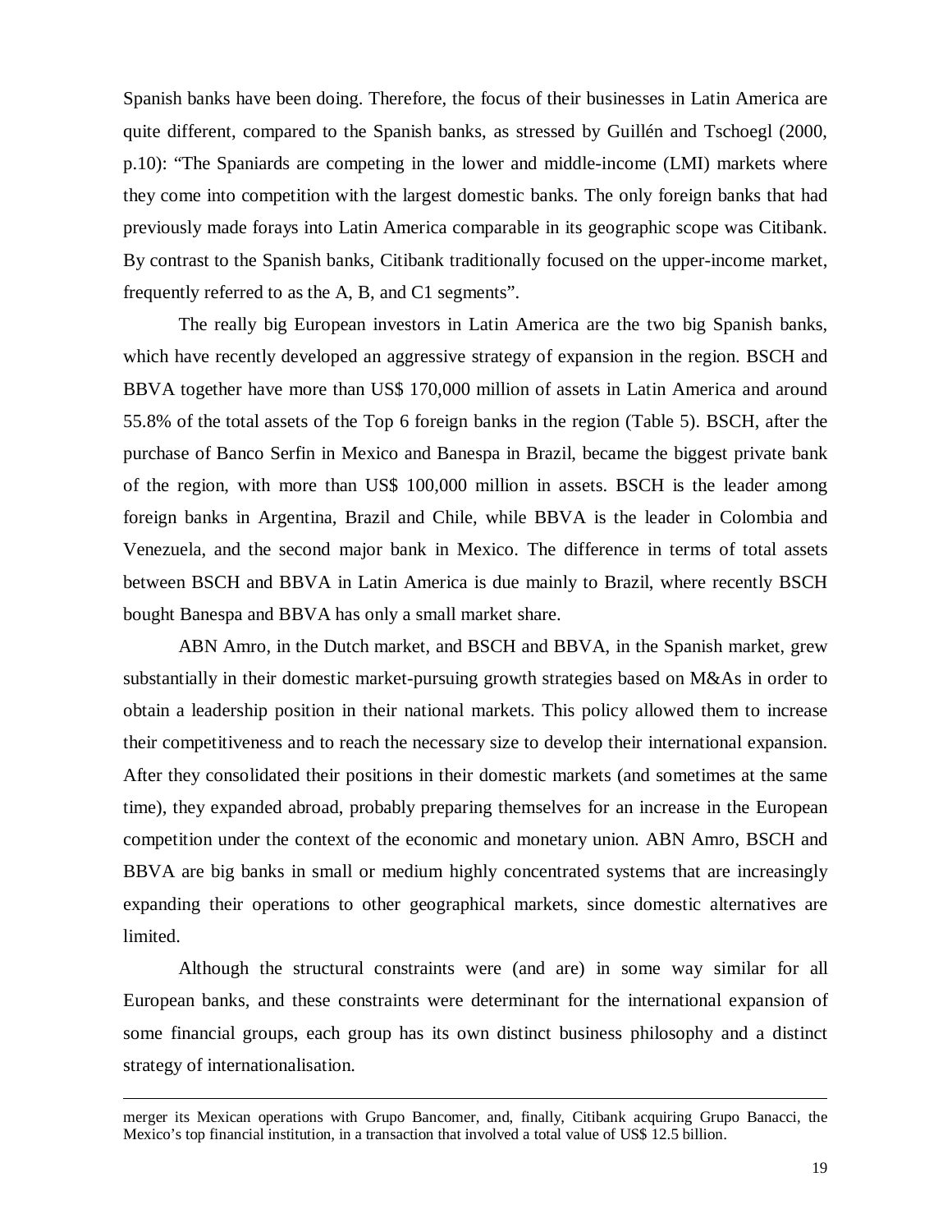Spanish banks have been doing. Therefore, the focus of their businesses in Latin America are quite different, compared to the Spanish banks, as stressed by Guillén and Tschoegl (2000, p.10): "The Spaniards are competing in the lower and middle-income (LMI) markets where they come into competition with the largest domestic banks. The only foreign banks that had previously made forays into Latin America comparable in its geographic scope was Citibank. By contrast to the Spanish banks, Citibank traditionally focused on the upper-income market, frequently referred to as the A, B, and C1 segments".

The really big European investors in Latin America are the two big Spanish banks, which have recently developed an aggressive strategy of expansion in the region. BSCH and BBVA together have more than US$ 170,000 million of assets in Latin America and around 55.8% of the total assets of the Top 6 foreign banks in the region (Table 5). BSCH, after the purchase of Banco Serfin in Mexico and Banespa in Brazil, became the biggest private bank of the region, with more than US$ 100,000 million in assets. BSCH is the leader among foreign banks in Argentina, Brazil and Chile, while BBVA is the leader in Colombia and Venezuela, and the second major bank in Mexico. The difference in terms of total assets between BSCH and BBVA in Latin America is due mainly to Brazil, where recently BSCH bought Banespa and BBVA has only a small market share.

ABN Amro, in the Dutch market, and BSCH and BBVA, in the Spanish market, grew substantially in their domestic market-pursuing growth strategies based on M&As in order to obtain a leadership position in their national markets. This policy allowed them to increase their competitiveness and to reach the necessary size to develop their international expansion. After they consolidated their positions in their domestic markets (and sometimes at the same time), they expanded abroad, probably preparing themselves for an increase in the European competition under the context of the economic and monetary union. ABN Amro, BSCH and BBVA are big banks in small or medium highly concentrated systems that are increasingly expanding their operations to other geographical markets, since domestic alternatives are limited.

Although the structural constraints were (and are) in some way similar for all European banks, and these constraints were determinant for the international expansion of some financial groups, each group has its own distinct business philosophy and a distinct strategy of internationalisation.

---

merger its Mexican operations with Grupo Bancomer, and, finally, Citibank acquiring Grupo Banacci, the Mexico's top financial institution, in a transaction that involved a total value of US$ 12.5 billion.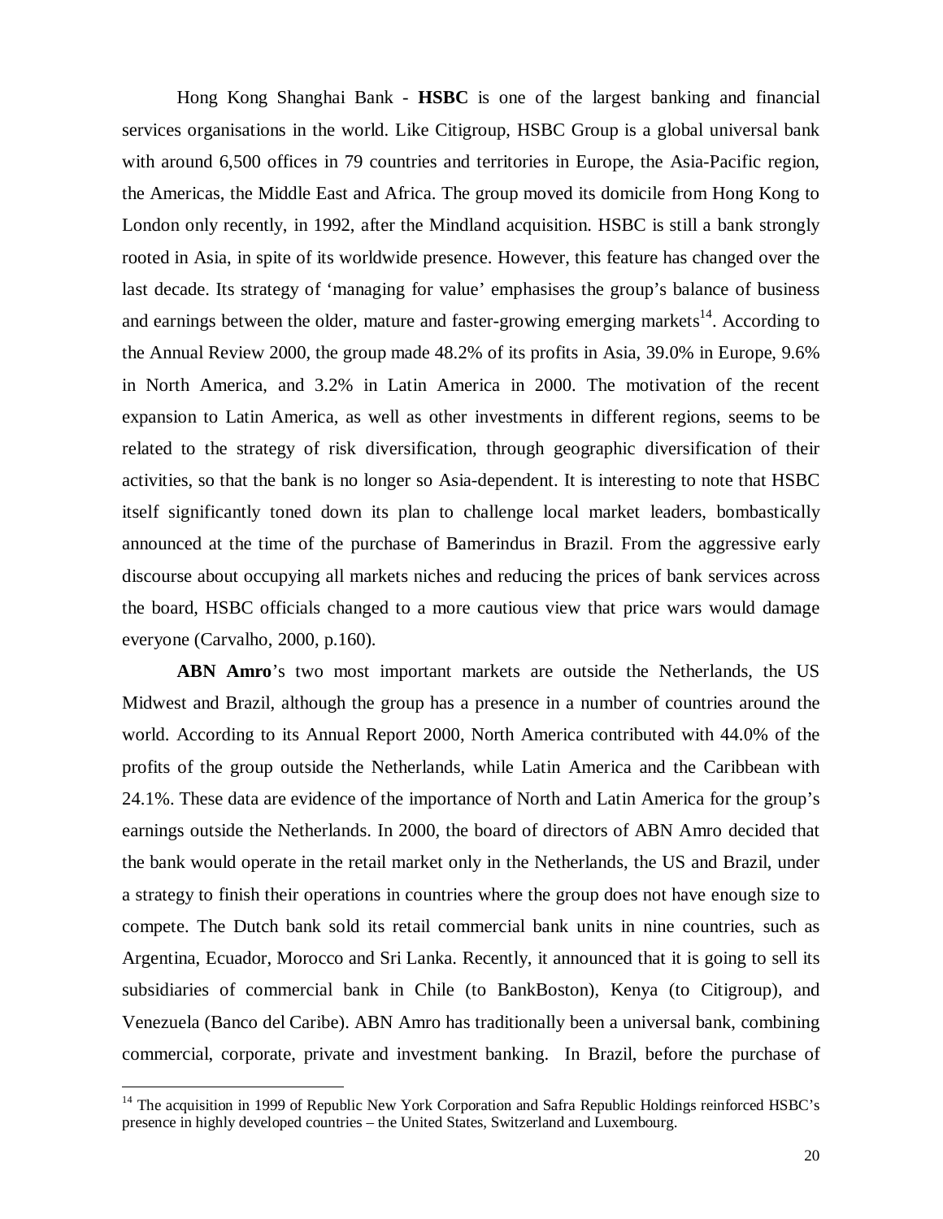Hong Kong Shanghai Bank - **HSBC** is one of the largest banking and financial services organisations in the world. Like Citigroup, HSBC Group is a global universal bank with around 6,500 offices in 79 countries and territories in Europe, the Asia-Pacific region, the Americas, the Middle East and Africa. The group moved its domicile from Hong Kong to London only recently, in 1992, after the Mindland acquisition. HSBC is still a bank strongly rooted in Asia, in spite of its worldwide presence. However, this feature has changed over the last decade. Its strategy of 'managing for value' emphasises the group's balance of business and earnings between the older, mature and faster-growing emerging markets[14]. According to the Annual Review 2000, the group made 48.2% of its profits in Asia, 39.0% in Europe, 9.6% in North America, and 3.2% in Latin America in 2000. The motivation of the recent expansion to Latin America, as well as other investments in different regions, seems to be related to the strategy of risk diversification, through geographic diversification of their activities, so that the bank is no longer so Asia-dependent. It is interesting to note that HSBC itself significantly toned down its plan to challenge local market leaders, bombastically announced at the time of the purchase of Bamerindus in Brazil. From the aggressive early discourse about occupying all markets niches and reducing the prices of bank services across the board, HSBC officials changed to a more cautious view that price wars would damage everyone (Carvalho, 2000, p.160).

**ABN Amro**'s two most important markets are outside the Netherlands, the US Midwest and Brazil, although the group has a presence in a number of countries around the world. According to its Annual Report 2000, North America contributed with 44.0% of the profits of the group outside the Netherlands, while Latin America and the Caribbean with 24.1%. These data are evidence of the importance of North and Latin America for the group's earnings outside the Netherlands. In 2000, the board of directors of ABN Amro decided that the bank would operate in the retail market only in the Netherlands, the US and Brazil, under a strategy to finish their operations in countries where the group does not have enough size to compete. The Dutch bank sold its retail commercial bank units in nine countries, such as Argentina, Ecuador, Morocco and Sri Lanka. Recently, it announced that it is going to sell its subsidiaries of commercial bank in Chile (to BankBoston), Kenya (to Citigroup), and Venezuela (Banco del Caribe). ABN Amro has traditionally been a universal bank, combining commercial, corporate, private and investment banking. In Brazil, before the purchase of

[14] The acquisition in 1999 of Republic New York Corporation and Safra Republic Holdings reinforced HSBC's presence in highly developed countries – the United States, Switzerland and Luxembourg.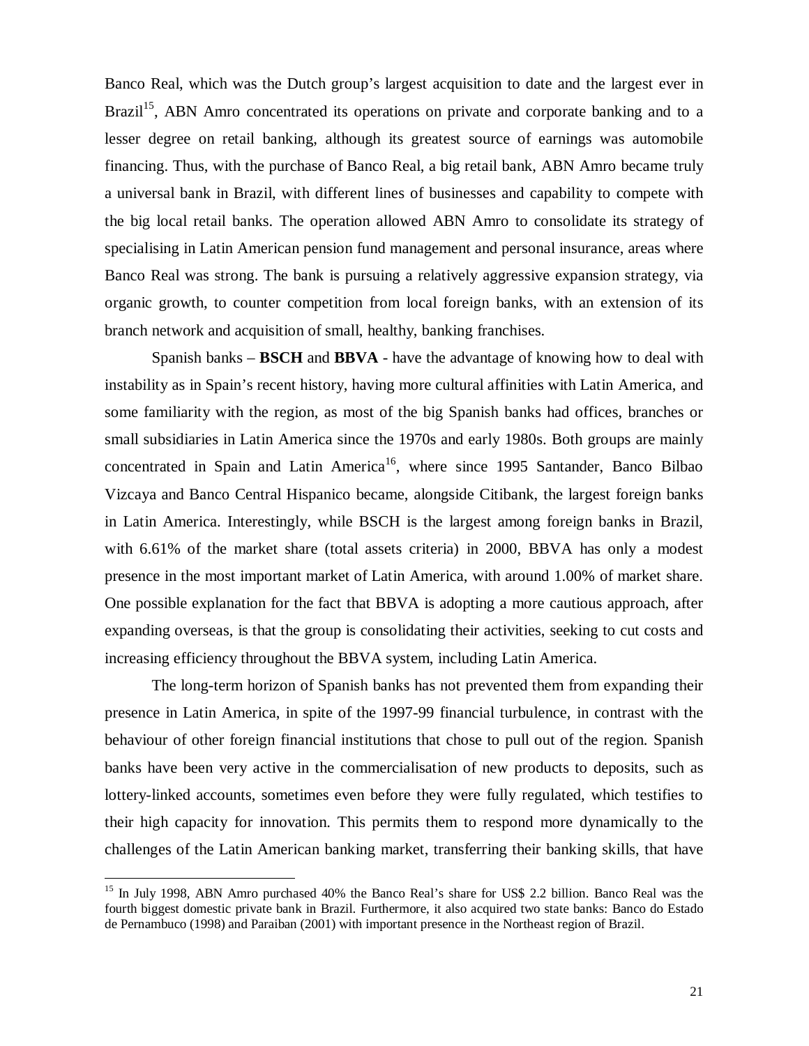Banco Real, which was the Dutch group's largest acquisition to date and the largest ever in Brazil[15], ABN Amro concentrated its operations on private and corporate banking and to a lesser degree on retail banking, although its greatest source of earnings was automobile financing. Thus, with the purchase of Banco Real, a big retail bank, ABN Amro became truly a universal bank in Brazil, with different lines of businesses and capability to compete with the big local retail banks. The operation allowed ABN Amro to consolidate its strategy of specialising in Latin American pension fund management and personal insurance, areas where Banco Real was strong. The bank is pursuing a relatively aggressive expansion strategy, via organic growth, to counter competition from local foreign banks, with an extension of its branch network and acquisition of small, healthy, banking franchises.

Spanish banks – **BSCH** and **BBVA** - have the advantage of knowing how to deal with instability as in Spain's recent history, having more cultural affinities with Latin America, and some familiarity with the region, as most of the big Spanish banks had offices, branches or small subsidiaries in Latin America since the 1970s and early 1980s. Both groups are mainly concentrated in Spain and Latin America[16], where since 1995 Santander, Banco Bilbao Vizcaya and Banco Central Hispanico became, alongside Citibank, the largest foreign banks in Latin America. Interestingly, while BSCH is the largest among foreign banks in Brazil, with 6.61% of the market share (total assets criteria) in 2000, BBVA has only a modest presence in the most important market of Latin America, with around 1.00% of market share. One possible explanation for the fact that BBVA is adopting a more cautious approach, after expanding overseas, is that the group is consolidating their activities, seeking to cut costs and increasing efficiency throughout the BBVA system, including Latin America.

The long-term horizon of Spanish banks has not prevented them from expanding their presence in Latin America, in spite of the 1997-99 financial turbulence, in contrast with the behaviour of other foreign financial institutions that chose to pull out of the region. Spanish banks have been very active in the commercialisation of new products to deposits, such as lottery-linked accounts, sometimes even before they were fully regulated, which testifies to their high capacity for innovation. This permits them to respond more dynamically to the challenges of the Latin American banking market, transferring their banking skills, that have

---

[15] In July 1998, ABN Amro purchased 40% the Banco Real's share for US$ 2.2 billion. Banco Real was the fourth biggest domestic private bank in Brazil. Furthermore, it also acquired two state banks: Banco do Estado de Pernambuco (1998) and Paraiban (2001) with important presence in the Northeast region of Brazil.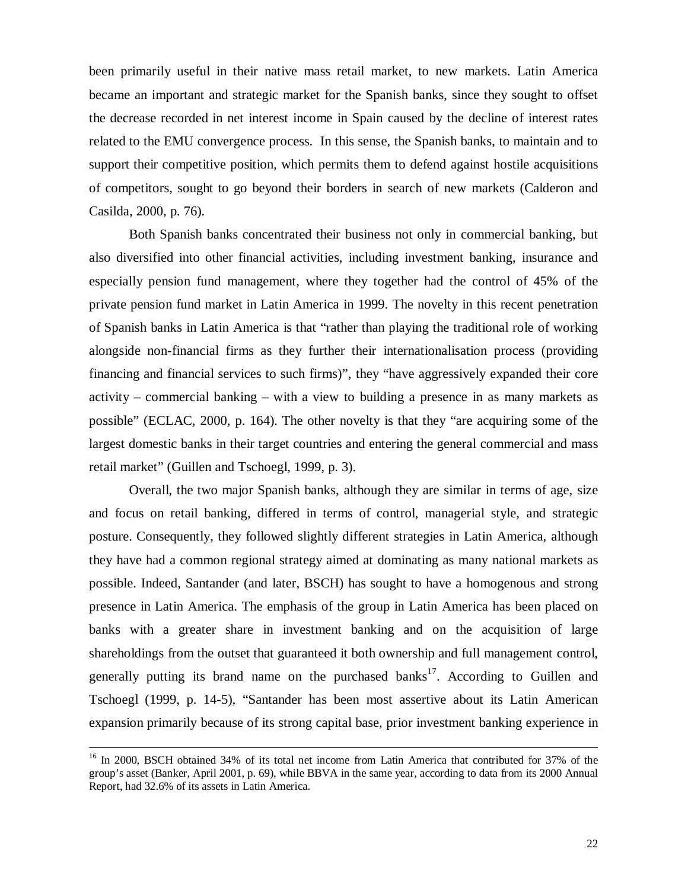been primarily useful in their native mass retail market, to new markets. Latin America became an important and strategic market for the Spanish banks, since they sought to offset the decrease recorded in net interest income in Spain caused by the decline of interest rates related to the EMU convergence process. In this sense, the Spanish banks, to maintain and to support their competitive position, which permits them to defend against hostile acquisitions of competitors, sought to go beyond their borders in search of new markets (Calderon and Casilda, 2000, p. 76).

Both Spanish banks concentrated their business not only in commercial banking, but also diversified into other financial activities, including investment banking, insurance and especially pension fund management, where they together had the control of 45% of the private pension fund market in Latin America in 1999. The novelty in this recent penetration of Spanish banks in Latin America is that "rather than playing the traditional role of working alongside non-financial firms as they further their internationalisation process (providing financing and financial services to such firms)", they "have aggressively expanded their core activity – commercial banking – with a view to building a presence in as many markets as possible" (ECLAC, 2000, p. 164). The other novelty is that they "are acquiring some of the largest domestic banks in their target countries and entering the general commercial and mass retail market" (Guillen and Tschoegl, 1999, p. 3).

Overall, the two major Spanish banks, although they are similar in terms of age, size and focus on retail banking, differed in terms of control, managerial style, and strategic posture. Consequently, they followed slightly different strategies in Latin America, although they have had a common regional strategy aimed at dominating as many national markets as possible. Indeed, Santander (and later, BSCH) has sought to have a homogenous and strong presence in Latin America. The emphasis of the group in Latin America has been placed on banks with a greater share in investment banking and on the acquisition of large shareholdings from the outset that guaranteed it both ownership and full management control, generally putting its brand name on the purchased banks[17]. According to Guillen and Tschoegl (1999, p. 14-5), "Santander has been most assertive about its Latin American expansion primarily because of its strong capital base, prior investment banking experience in

---

[16] In 2000, BSCH obtained 34% of its total net income from Latin America that contributed for 37% of the group's asset (Banker, April 2001, p. 69), while BBVA in the same year, according to data from its 2000 Annual Report, had 32.6% of its assets in Latin America.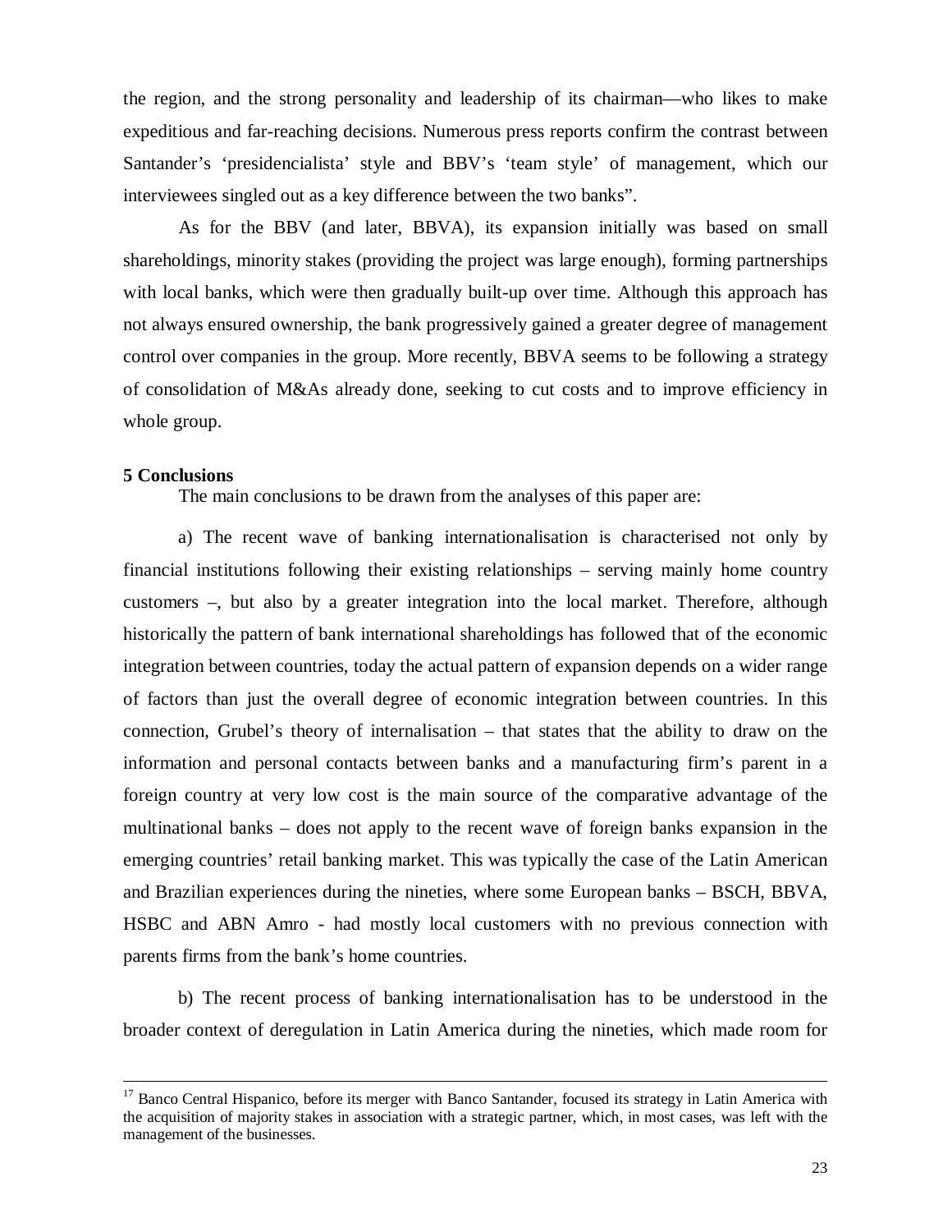the region, and the strong personality and leadership of its chairman—who likes to make expeditious and far-reaching decisions. Numerous press reports confirm the contrast between Santander's 'presidencialista' style and BBV's 'team style' of management, which our interviewees singled out as a key difference between the two banks".

As for the BBV (and later, BBVA), its expansion initially was based on small shareholdings, minority stakes (providing the project was large enough), forming partnerships with local banks, which were then gradually built-up over time. Although this approach has not always ensured ownership, the bank progressively gained a greater degree of management control over companies in the group. More recently, BBVA seems to be following a strategy of consolidation of M&As already done, seeking to cut costs and to improve efficiency in whole group.

**5 Conclusions**

The main conclusions to be drawn from the analyses of this paper are:

a) The recent wave of banking internationalisation is characterised not only by financial institutions following their existing relationships – serving mainly home country customers –, but also by a greater integration into the local market. Therefore, although historically the pattern of bank international shareholdings has followed that of the economic integration between countries, today the actual pattern of expansion depends on a wider range of factors than just the overall degree of economic integration between countries. In this connection, Grubel's theory of internalisation – that states that the ability to draw on the information and personal contacts between banks and a manufacturing firm's parent in a foreign country at very low cost is the main source of the comparative advantage of the multinational banks – does not apply to the recent wave of foreign banks expansion in the emerging countries' retail banking market. This was typically the case of the Latin American and Brazilian experiences during the nineties, where some European banks – BSCH, BBVA, HSBC and ABN Amro - had mostly local customers with no previous connection with parents firms from the bank's home countries.

b) The recent process of banking internationalisation has to be understood in the broader context of deregulation in Latin America during the nineties, which made room for

---

[17] Banco Central Hispanico, before its merger with Banco Santander, focused its strategy in Latin America with the acquisition of majority stakes in association with a strategic partner, which, in most cases, was left with the management of the businesses.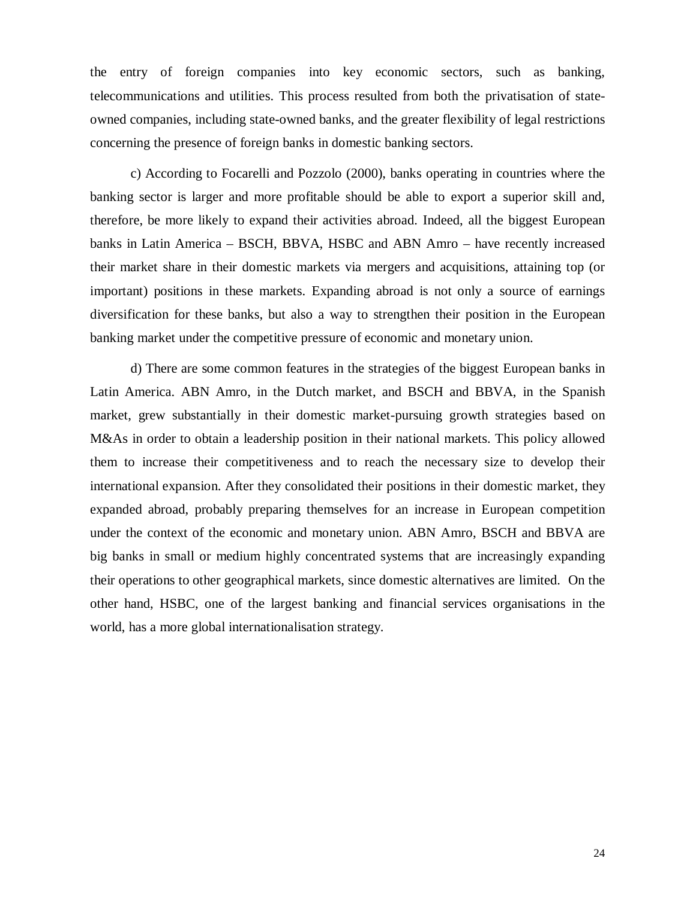the entry of foreign companies into key economic sectors, such as banking, telecommunications and utilities. This process resulted from both the privatisation of state-owned companies, including state-owned banks, and the greater flexibility of legal restrictions concerning the presence of foreign banks in domestic banking sectors.

c) According to Focarelli and Pozzolo (2000), banks operating in countries where the banking sector is larger and more profitable should be able to export a superior skill and, therefore, be more likely to expand their activities abroad. Indeed, all the biggest European banks in Latin America – BSCH, BBVA, HSBC and ABN Amro – have recently increased their market share in their domestic markets via mergers and acquisitions, attaining top (or important) positions in these markets. Expanding abroad is not only a source of earnings diversification for these banks, but also a way to strengthen their position in the European banking market under the competitive pressure of economic and monetary union.

d) There are some common features in the strategies of the biggest European banks in Latin America. ABN Amro, in the Dutch market, and BSCH and BBVA, in the Spanish market, grew substantially in their domestic market-pursuing growth strategies based on M&As in order to obtain a leadership position in their national markets. This policy allowed them to increase their competitiveness and to reach the necessary size to develop their international expansion. After they consolidated their positions in their domestic market, they expanded abroad, probably preparing themselves for an increase in European competition under the context of the economic and monetary union. ABN Amro, BSCH and BBVA are big banks in small or medium highly concentrated systems that are increasingly expanding their operations to other geographical markets, since domestic alternatives are limited. On the other hand, HSBC, one of the largest banking and financial services organisations in the world, has a more global internationalisation strategy.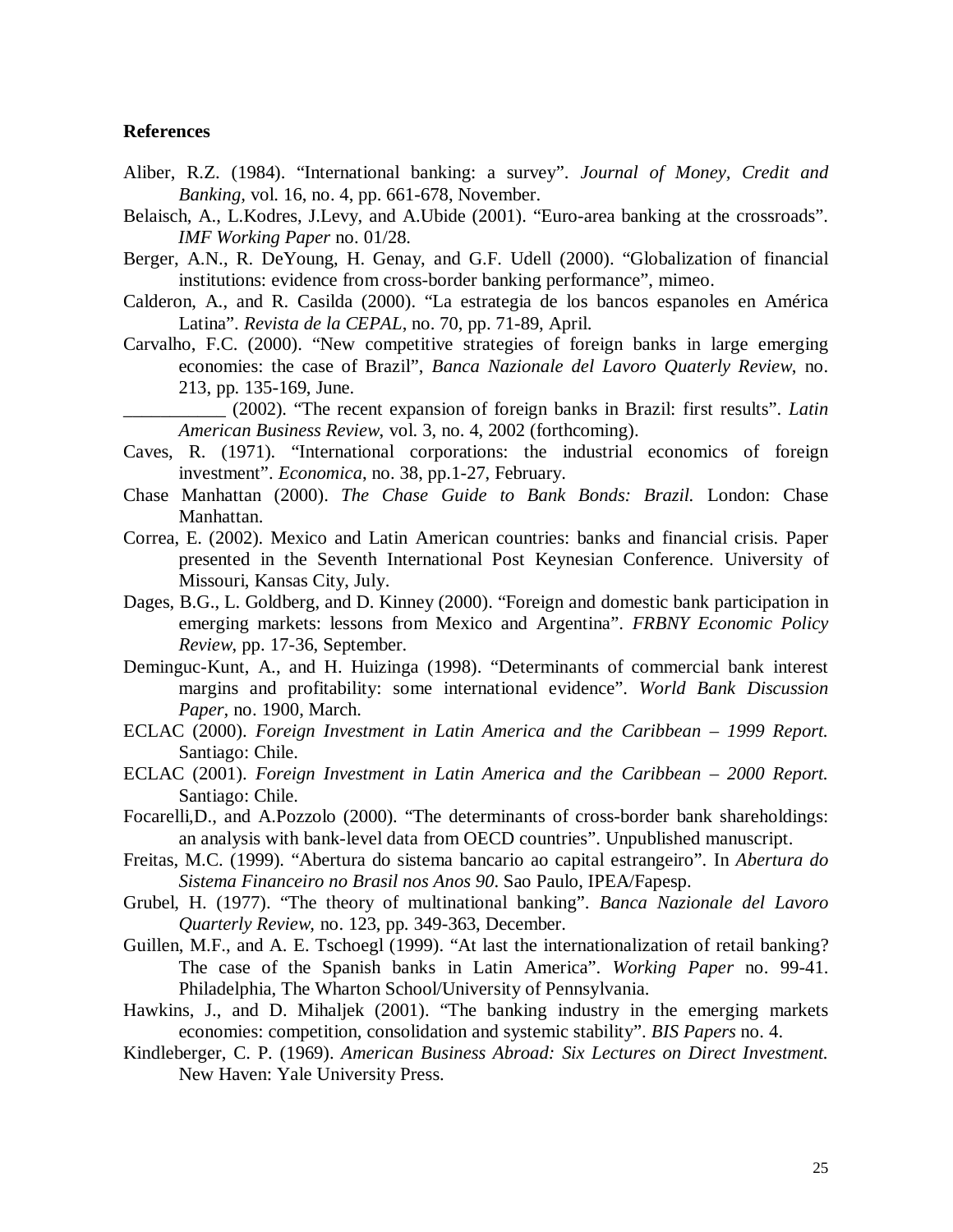**References**

Aliber, R.Z. (1984). "International banking: a survey". *Journal of Money, Credit and Banking,* vol. 16, no. 4, pp. 661-678, November.

Belaisch, A., L.Kodres, J.Levy, and A.Ubide (2001). "Euro-area banking at the crossroads". *IMF Working Paper* no. 01/28.

Berger, A.N., R. DeYoung, H. Genay, and G.F. Udell (2000). "Globalization of financial institutions: evidence from cross-border banking performance", mimeo.

Calderon, A., and R. Casilda (2000). "La estrategia de los bancos espanoles en América Latina". *Revista de la CEPAL*, no. 70, pp. 71-89, April.

Carvalho, F.C. (2000). "New competitive strategies of foreign banks in large emerging economies: the case of Brazil", *Banca Nazionale del Lavoro Quaterly Review*, no. 213, pp. 135-169, June.

___________ (2002). "The recent expansion of foreign banks in Brazil: first results". *Latin American Business Review*, vol. 3, no. 4, 2002 (forthcoming).

Caves, R. (1971). "International corporations: the industrial economics of foreign investment". *Economica*, no. 38, pp.1-27, February.

Chase Manhattan (2000). *The Chase Guide to Bank Bonds: Brazil.* London: Chase Manhattan.

Correa, E. (2002). Mexico and Latin American countries: banks and financial crisis. Paper presented in the Seventh International Post Keynesian Conference. University of Missouri, Kansas City, July.

Dages, B.G., L. Goldberg, and D. Kinney (2000). "Foreign and domestic bank participation in emerging markets: lessons from Mexico and Argentina". *FRBNY Economic Policy Review*, pp. 17-36, September.

Deminguc-Kunt, A., and H. Huizinga (1998). "Determinants of commercial bank interest margins and profitability: some international evidence". *World Bank Discussion Paper*, no. 1900, March.

ECLAC (2000). *Foreign Investment in Latin America and the Caribbean – 1999 Report.* Santiago: Chile.

ECLAC (2001). *Foreign Investment in Latin America and the Caribbean – 2000 Report.* Santiago: Chile.

Focarelli,D., and A.Pozzolo (2000). "The determinants of cross-border bank shareholdings: an analysis with bank-level data from OECD countries". Unpublished manuscript.

Freitas, M.C. (1999). "Abertura do sistema bancario ao capital estrangeiro". In *Abertura do Sistema Financeiro no Brasil nos Anos 90*. Sao Paulo, IPEA/Fapesp.

Grubel, H. (1977). "The theory of multinational banking". *Banca Nazionale del Lavoro Quarterly Review,* no. 123, pp. 349-363, December.

Guillen, M.F., and A. E. Tschoegl (1999). "At last the internationalization of retail banking? The case of the Spanish banks in Latin America". *Working Paper* no. 99-41. Philadelphia, The Wharton School/University of Pennsylvania.

Hawkins, J., and D. Mihaljek (2001). "The banking industry in the emerging markets economies: competition, consolidation and systemic stability". *BIS Papers* no. 4.

Kindleberger, C. P. (1969). *American Business Abroad: Six Lectures on Direct Investment.* New Haven: Yale University Press.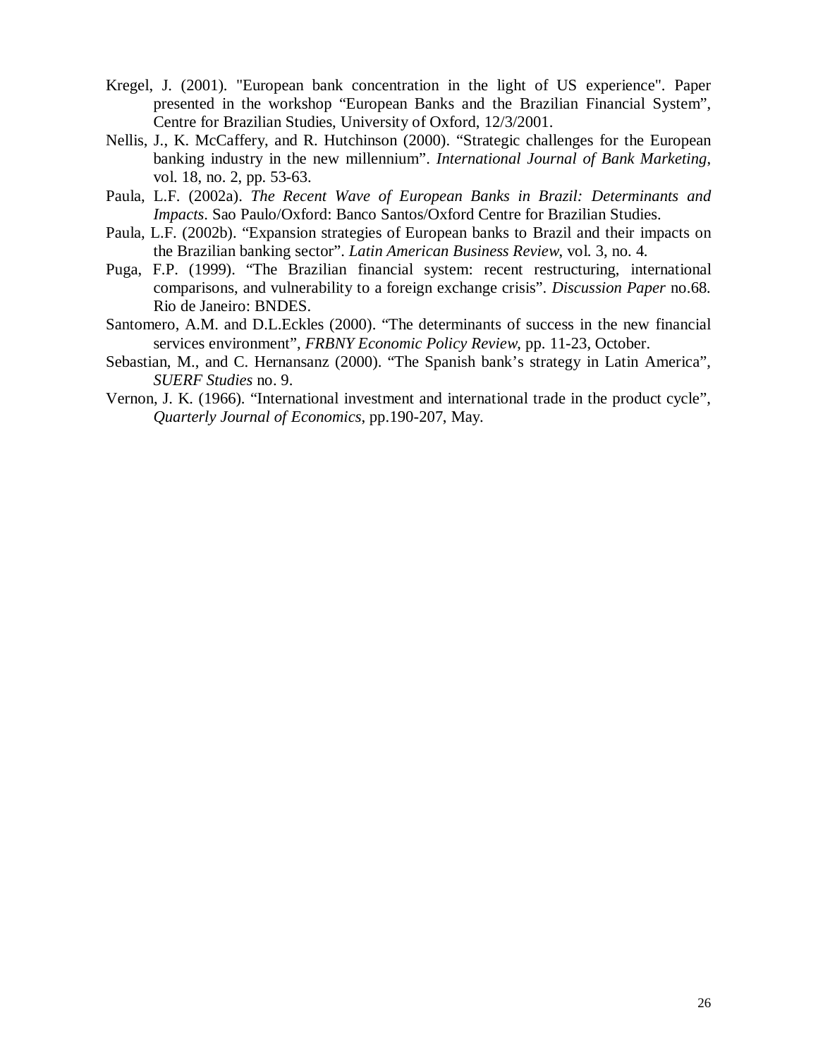Kregel, J. (2001). "European bank concentration in the light of US experience". Paper presented in the workshop "European Banks and the Brazilian Financial System", Centre for Brazilian Studies, University of Oxford, 12/3/2001.

Nellis, J., K. McCaffery, and R. Hutchinson (2000). "Strategic challenges for the European banking industry in the new millennium". *International Journal of Bank Marketing*, vol. 18, no. 2, pp. 53-63.

Paula, L.F. (2002a). *The Recent Wave of European Banks in Brazil: Determinants and Impacts*. Sao Paulo/Oxford: Banco Santos/Oxford Centre for Brazilian Studies.

Paula, L.F. (2002b). "Expansion strategies of European banks to Brazil and their impacts on the Brazilian banking sector". *Latin American Business Review*, vol. 3, no. 4.

Puga, F.P. (1999). "The Brazilian financial system: recent restructuring, international comparisons, and vulnerability to a foreign exchange crisis". *Discussion Paper* no.68. Rio de Janeiro: BNDES.

Santomero, A.M. and D.L.Eckles (2000). "The determinants of success in the new financial services environment", *FRBNY Economic Policy Review*, pp. 11-23, October.

Sebastian, M., and C. Hernansanz (2000). "The Spanish bank's strategy in Latin America", *SUERF Studies* no. 9.

Vernon, J. K. (1966). "International investment and international trade in the product cycle", *Quarterly Journal of Economics*, pp.190-207, May.